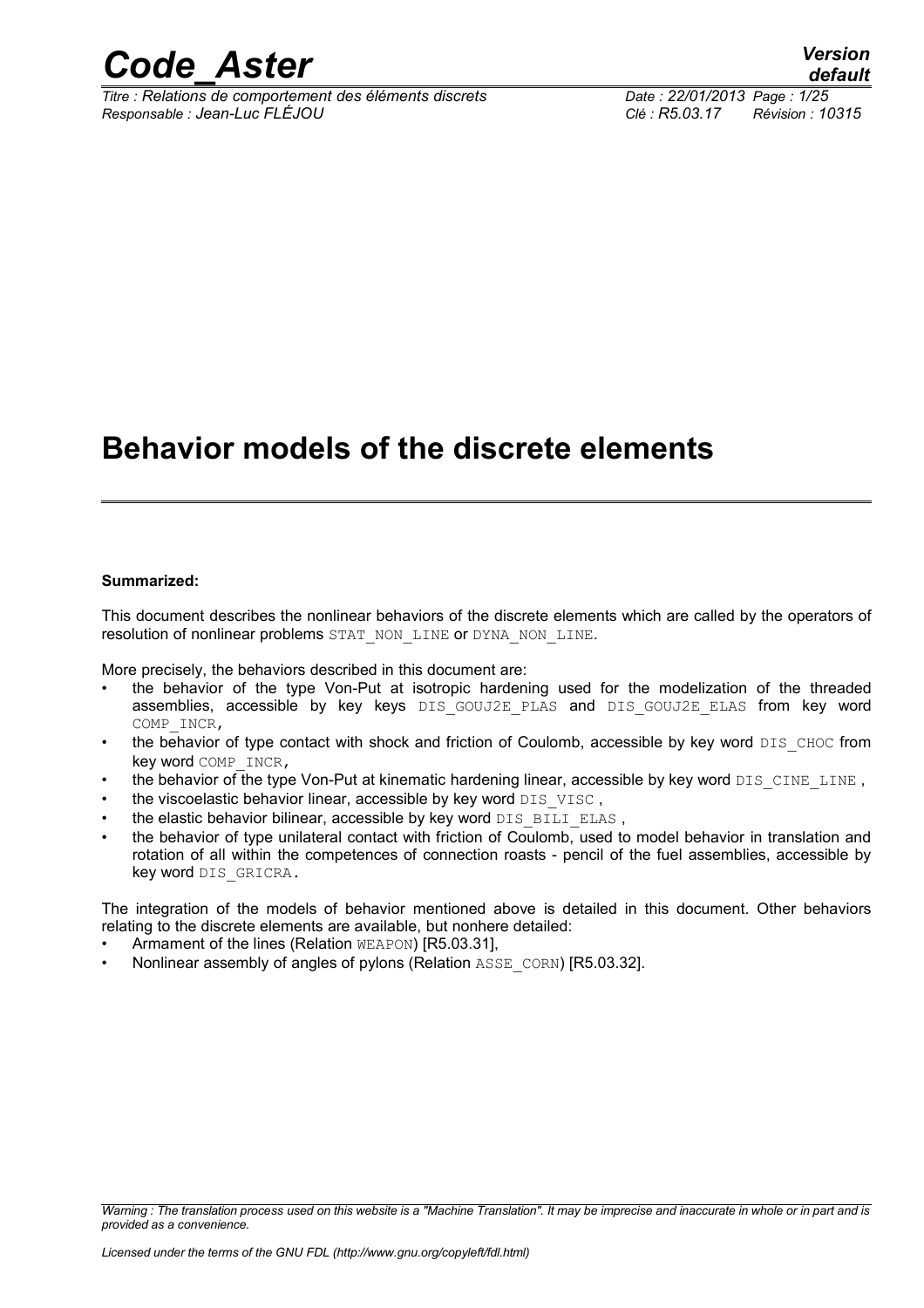# Behavior models of the discrete elements

**Summarized:**

This document describes the nonlinear behaviors of the discrete elements which are called by the operators of resolution of nonlinear problems STAT_NON_LINE or DYNA_NON_LINE.

More precisely, the behaviors described in this document are:

- the behavior of the type Von-Put at isotropic hardening used for the modelization of the threaded assemblies, accessible by key keys DIS_GOUJ2E_PLAS and DIS_GOUJ2E_ELAS from key word COMP_INCR,
- the behavior of type contact with shock and friction of Coulomb, accessible by key word DIS_CHOC from key word COMP_INCR,
- the behavior of the type Von-Put at kinematic hardening linear, accessible by key word DIS_CINE_LINE ,
- the viscoelastic behavior linear, accessible by key word DIS_VISC ,
- the elastic behavior bilinear, accessible by key word DIS_BILI_ELAS ,
- the behavior of type unilateral contact with friction of Coulomb, used to model behavior in translation and rotation of all within the competences of connection roasts - pencil of the fuel assemblies, accessible by key word DIS_GRICRA.

The integration of the models of behavior mentioned above is detailed in this document. Other behaviors relating to the discrete elements are available, but nonhere detailed:

- Armament of the lines (Relation WEAPON) [R5.03.31],
- Nonlinear assembly of angles of pylons (Relation ASSE_CORN) [R5.03.32].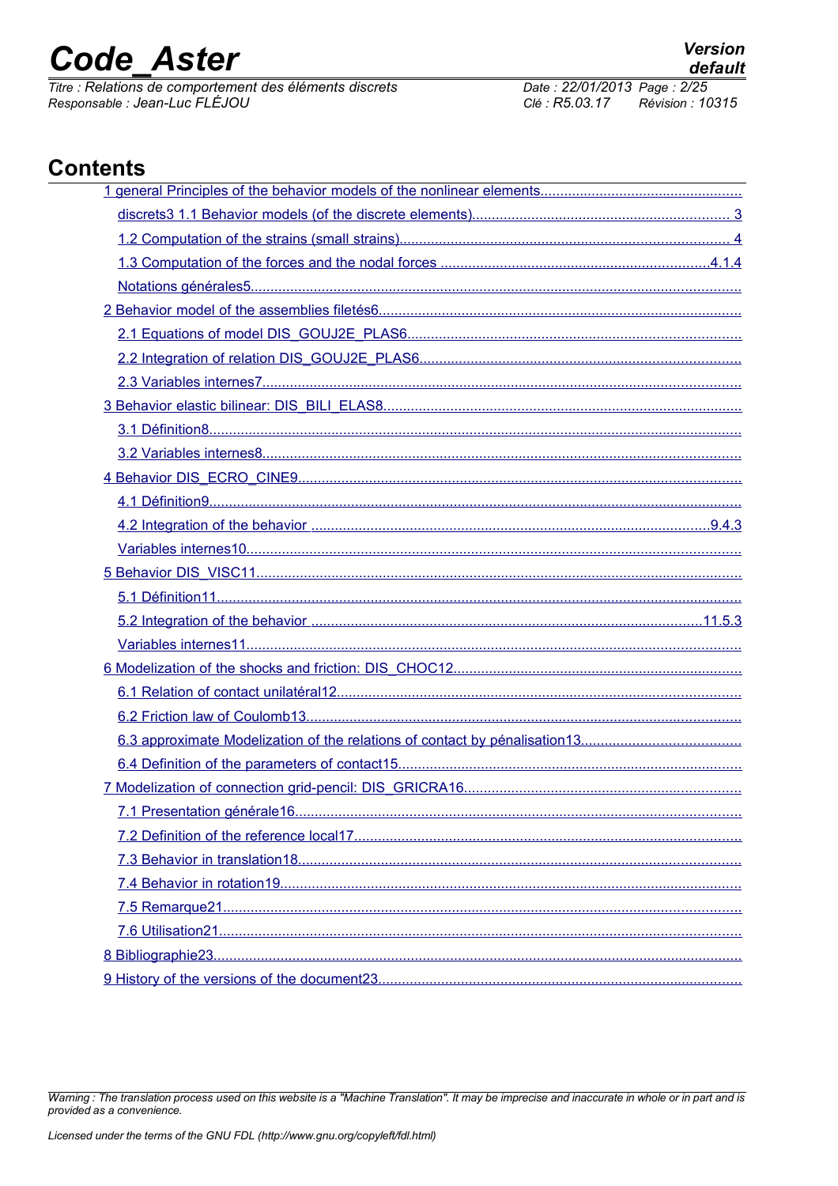# Contents

1 general Principles of the behavior models of the nonlinear elements........................................................

discrets3 1.1 Behavior models (of the discrete elements)........................................................................ 3

1.2 Computation of the strains (small strains)........................................................................................ 4

1.3 Computation of the forces and the nodal forces ...........................................................................4.1.4

Notations générales5..............................................................................................................................

2 Behavior model of the assemblies filetés6............................................................................................

2.1 Equations of model DIS_GOUJ2E_PLAS6.....................................................................................

2.2 Integration of relation DIS_GOUJ2E_PLAS6...................................................................................

2.3 Variables internes7...........................................................................................................................

3 Behavior elastic bilinear: DIS_BILI_ELAS8............................................................................................

3.1 Définition8.........................................................................................................................................

3.2 Variables internes8...........................................................................................................................

4 Behavior DIS_ECRO_CINE9.................................................................................................................

4.1 Définition9.........................................................................................................................................

4.2 Integration of the behavior ..........................................................................................................9.4.3

Variables internes10..............................................................................................................................

5 Behavior DIS_VISC11............................................................................................................................

5.1 Définition11.......................................................................................................................................

5.2 Integration of the behavior ........................................................................................................11.5.3

Variables internes11..............................................................................................................................

6 Modelization of the shocks and friction: DIS_CHOC12.........................................................................

6.1 Relation of contact unilatéral12........................................................................................................

6.2 Friction law of Coulomb13................................................................................................................

6.3 approximate Modelization of the relations of contact by pénalisation13..........................................

6.4 Definition of the parameters of contact15.........................................................................................

7 Modelization of connection grid-pencil: DIS_GRICRA16.......................................................................

7.1 Presentation générale16...................................................................................................................

7.2 Definition of the reference local17....................................................................................................

7.3 Behavior in translation18..................................................................................................................

7.4 Behavior in rotation19.......................................................................................................................

7.5 Remarque21.....................................................................................................................................

7.6 Utilisation21......................................................................................................................................

8 Bibliographie23.......................................................................................................................................

9 History of the versions of the document23..............................................................................................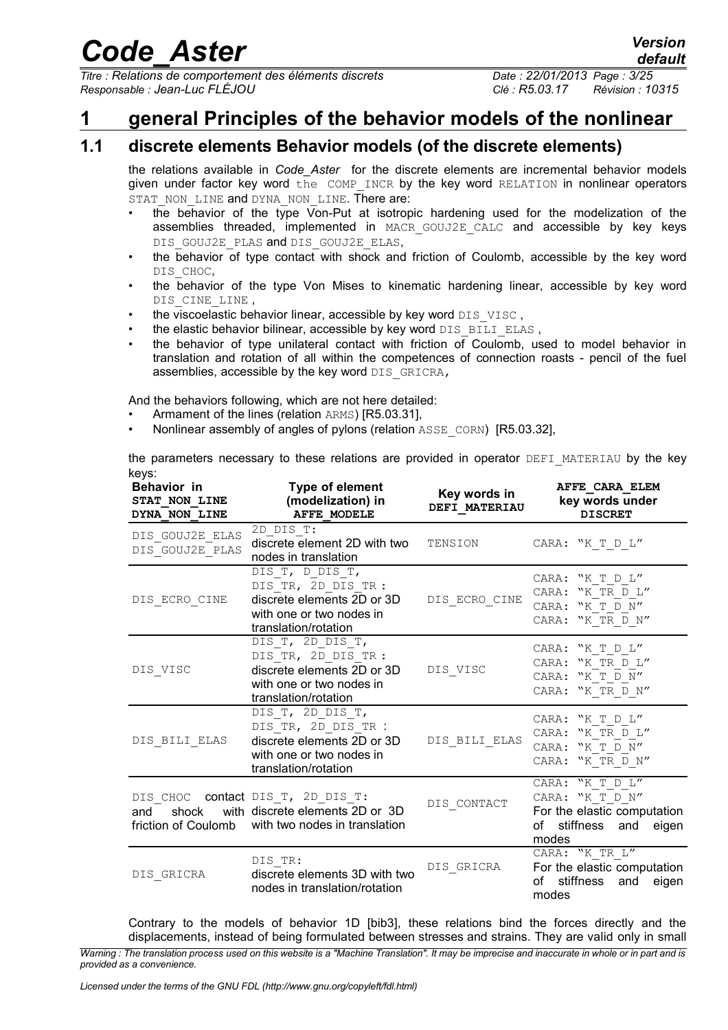# 1 general Principles of the behavior models of the nonlinear

## 1.1 discrete elements Behavior models (of the discrete elements)

the relations available in *Code_Aster* for the discrete elements are incremental behavior models given under factor key word the COMP_INCR by the key word RELATION in nonlinear operators STAT_NON_LINE and DYNA_NON_LINE. There are:

- the behavior of the type Von-Put at isotropic hardening used for the modelization of the assemblies threaded, implemented in MACR_GOUJ2E_CALC and accessible by key keys DIS_GOUJ2E_PLAS and DIS_GOUJ2E_ELAS,
- the behavior of type contact with shock and friction of Coulomb, accessible by the key word DIS_CHOC,
- the behavior of the type Von Mises to kinematic hardening linear, accessible by key word DIS_CINE_LINE ,
- the viscoelastic behavior linear, accessible by key word DIS_VISC ,
- the elastic behavior bilinear, accessible by key word DIS_BILI_ELAS ,
- the behavior of type unilateral contact with friction of Coulomb, used to model behavior in translation and rotation of all within the competences of connection roasts - pencil of the fuel assemblies, accessible by the key word DIS_GRICRA,

And the behaviors following, which are not here detailed:

- Armament of the lines (relation ARMS) [R5.03.31],
- Nonlinear assembly of angles of pylons (relation ASSE_CORN) [R5.03.32],

the parameters necessary to these relations are provided in operator DEFI_MATERIAU by the key keys:

| **Behavior in STAT_NON_LINE DYNA_NON_LINE** | **Type of element (modelization) in AFFE_MODELE** | **Key words in DEFI_MATERIAU** | **AFFE_CARA_ELEM key words under DISCRET** |
|---|---|---|---|
| DIS_GOUJ2E_ELAS DIS_GOUJ2E_PLAS | 2D_DIS_T: discrete element 2D with two nodes in translation | TENSION | CARA: "K_T_D_L" |
| DIS_ECRO_CINE | DIS_T, D_DIS_T, DIS_TR, 2D_DIS_TR : discrete elements 2D or 3D with one or two nodes in translation/rotation | DIS_ECRO_CINE | CARA: "K_T_D_L" CARA: "K_TR_D_L" CARA: "K_T_D_N" CARA: "K_TR_D_N" |
| DIS_VISC | DIS_T, 2D_DIS_T, DIS_TR, 2D_DIS_TR : discrete elements 2D or 3D with one or two nodes in translation/rotation | DIS_VISC | CARA: "K_T_D_L" CARA: "K_TR_D_L" CARA: "K_T_D_N" CARA: "K_TR_D_N" |
| DIS_BILI_ELAS | DIS_T, 2D_DIS_T, DIS_TR, 2D_DIS_TR : discrete elements 2D or 3D with one or two nodes in translation/rotation | DIS_BILI_ELAS | CARA: "K_T_D_L" CARA: "K_TR_D_L" CARA: "K_T_D_N" CARA: "K_TR_D_N" |
| DIS_CHOC contact and shock with friction of Coulomb | DIS_T, 2D_DIS_T: discrete elements 2D or 3D with two nodes in translation | DIS_CONTACT | CARA: "K_T_D_L" CARA: "K_T_D_N" For the elastic computation of stiffness and eigen modes |
| DIS_GRICRA | DIS_TR: discrete elements 3D with two nodes in translation/rotation | DIS_GRICRA | CARA: "K_TR_L" For the elastic computation of stiffness and eigen modes |

Contrary to the models of behavior 1D [bib3], these relations bind the forces directly and the displacements, instead of being formulated between stresses and strains. They are valid only in small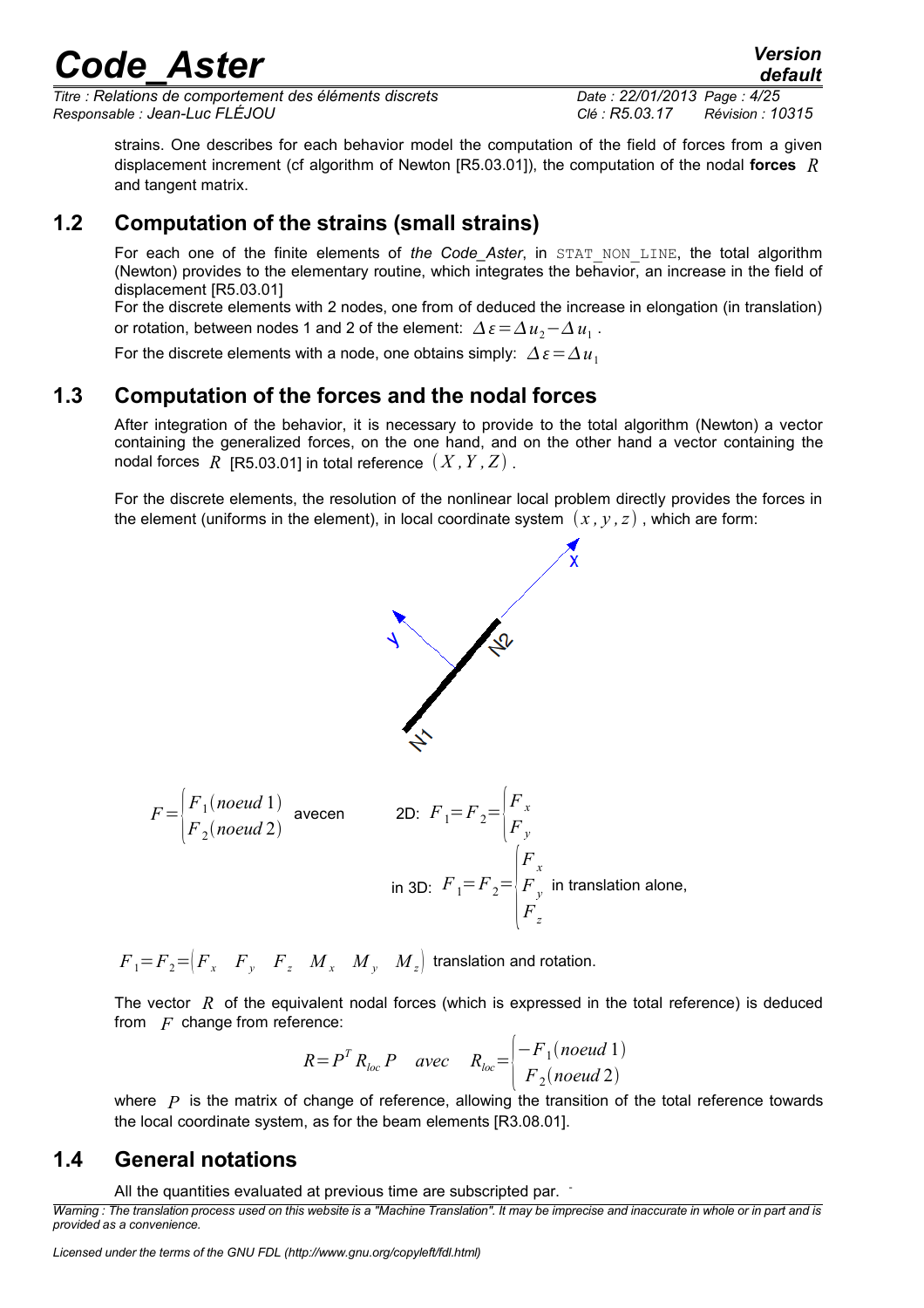strains. One describes for each behavior model the computation of the field of forces from a given displacement increment (cf algorithm of Newton [R5.03.01]), the computation of the nodal **forces** $R$ and tangent matrix.

## 1.2 Computation of the strains (small strains)

For each one of the finite elements of *the Code_Aster*, in `STAT_NON_LINE`, the total algorithm (Newton) provides to the elementary routine, which integrates the behavior, an increase in the field of displacement [R5.03.01]

For the discrete elements with 2 nodes, one from of deduced the increase in elongation (in translation) or rotation, between nodes 1 and 2 of the element: $\Delta\varepsilon=\Delta u_2-\Delta u_1$ .

For the discrete elements with a node, one obtains simply: $\Delta\varepsilon=\Delta u_1$

## 1.3 Computation of the forces and the nodal forces

After integration of the behavior, it is necessary to provide to the total algorithm (Newton) a vector containing the generalized forces, on the one hand, and on the other hand a vector containing the nodal forces $R$ [R5.03.01] in total reference $(X,Y,Z)$ .

For the discrete elements, the resolution of the nonlinear local problem directly provides the forces in the element (uniforms in the element), in local coordinate system $(x,y,z)$ , which are form:

$$F=\begin{cases}F_1(noeud\,1)\\F_2(noeud\,2)\end{cases}\quad\text{avecen}\qquad \text{2D: } F_1=F_2=\begin{cases}F_x\\F_y\end{cases}$$

$$\text{in 3D: } F_1=F_2=\begin{cases}F_x\\F_y\\F_z\end{cases}\text{ in translation alone,}$$

$F_1=F_2=\begin{pmatrix}F_x & F_y & F_z & M_x & M_y & M_z\end{pmatrix}$ translation and rotation.

The vector $R$ of the equivalent nodal forces (which is expressed in the total reference) is deduced from $F$ change from reference:

$$R=P^T R_{loc} P \quad avec \quad R_{loc}=\begin{cases}-F_1(noeud\,1)\\ F_2(noeud\,2)\end{cases}$$

where $P$ is the matrix of change of reference, allowing the transition of the total reference towards the local coordinate system, as for the beam elements [R3.08.01].

## 1.4 General notations

All the quantities evaluated at previous time are subscripted par. $^-$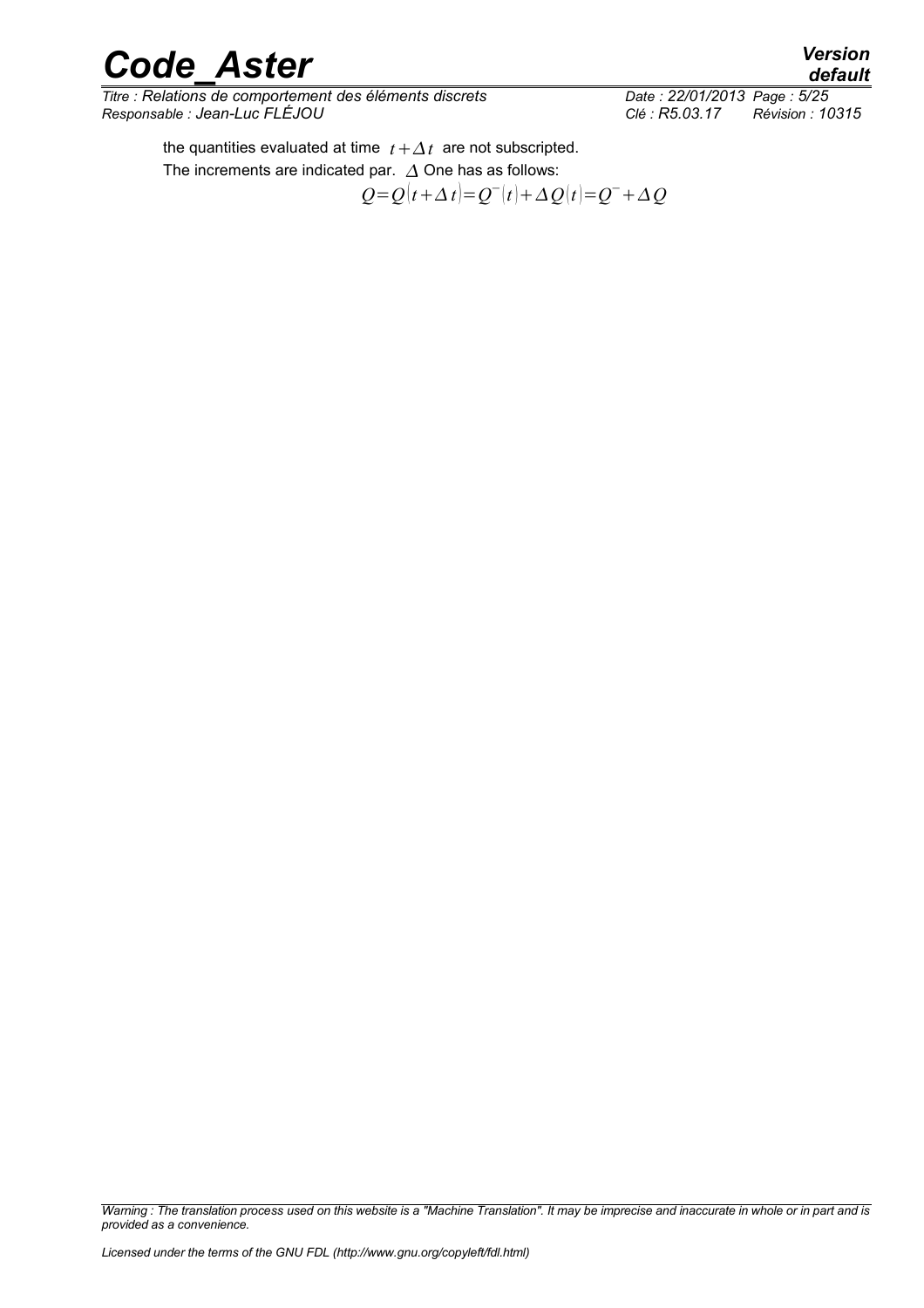the quantities evaluated at time $t+\Delta t$ are not subscripted.

The increments are indicated par. $\Delta$ One has as follows:

$$Q=Q(t+\Delta t)=Q^{-}(t)+\Delta Q(t)=Q^{-}+\Delta Q$$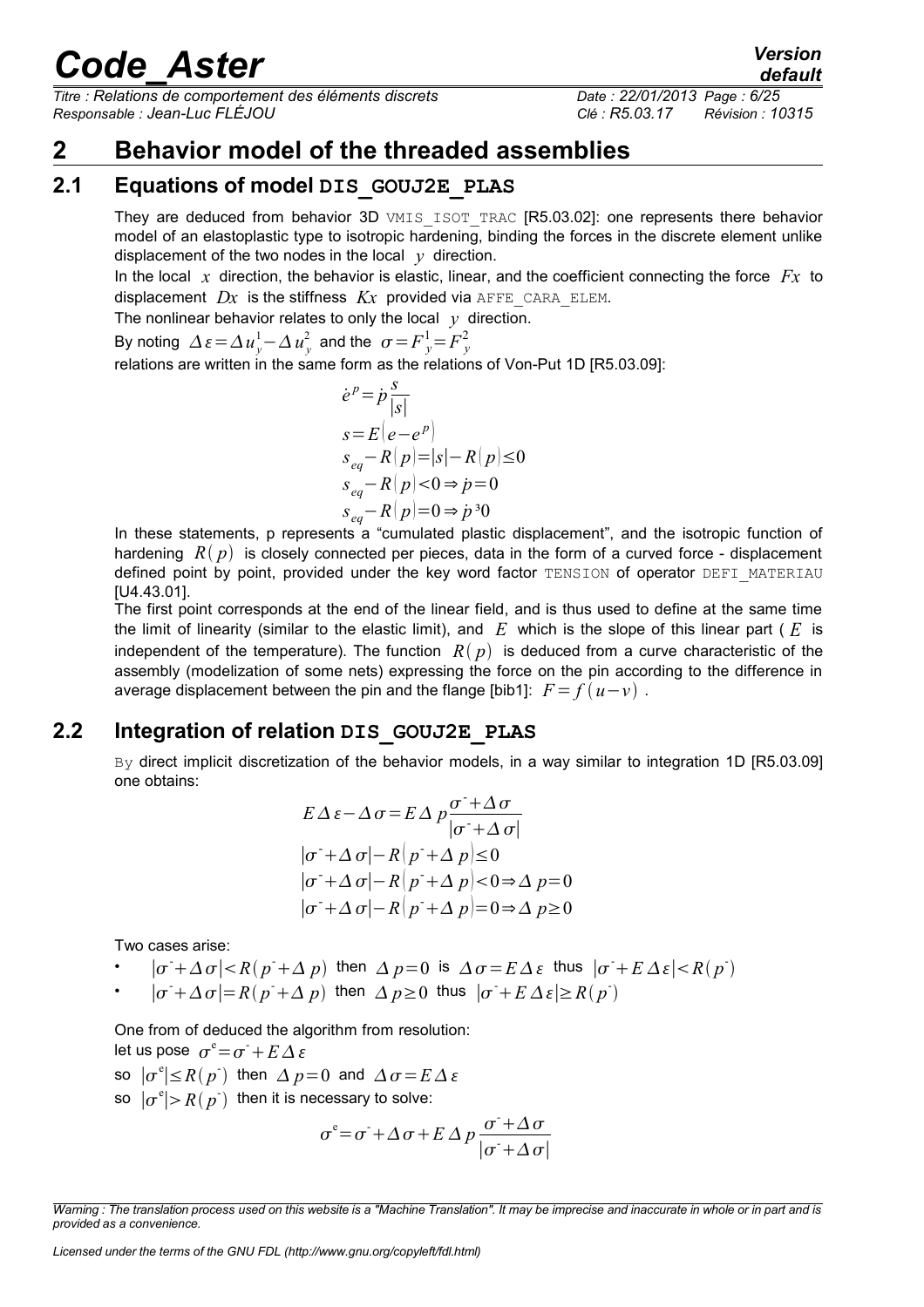# 2 Behavior model of the threaded assemblies

## 2.1 Equations of model **DIS_GOUJ2E_PLAS**

They are deduced from behavior 3D VMIS_ISOT_TRAC [R5.03.02]: one represents there behavior model of an elastoplastic type to isotropic hardening, binding the forces in the discrete element unlike displacement of the two nodes in the local $y$ direction.

In the local $x$ direction, the behavior is elastic, linear, and the coefficient connecting the force $Fx$ to displacement $Dx$ is the stiffness $Kx$ provided via AFFE_CARA_ELEM.

The nonlinear behavior relates to only the local $y$ direction.

By noting $\Delta\varepsilon=\Delta u_y^1-\Delta u_y^2$ and the $\sigma=F_y^1=F_y^2$

relations are written in the same form as the relations of Von-Put 1D [R5.03.09]:

$$
\begin{aligned}
&\dot{e}^p=\dot{p}\frac{s}{|s|}\\
&s=E\left(e-e^p\right)\\
&s_{eq}-R(p)=|s|-R(p)\leq 0\\
&s_{eq}-R(p)<0\Rightarrow \dot{p}=0\\
&s_{eq}-R(p)=0\Rightarrow \dot{p}\,{}^{3}0
\end{aligned}
$$

In these statements, p represents a “cumulated plastic displacement”, and the isotropic function of hardening $R(p)$ is closely connected per pieces, data in the form of a curved force - displacement defined point by point, provided under the key word factor TENSION of operator DEFI_MATERIAU [U4.43.01].

The first point corresponds at the end of the linear field, and is thus used to define at the same time the limit of linearity (similar to the elastic limit), and $E$ which is the slope of this linear part ( $E$ is independent of the temperature). The function $R(p)$ is deduced from a curve characteristic of the assembly (modelization of some nets) expressing the force on the pin according to the difference in average displacement between the pin and the flange [bib1]: $F=f(u-v)$ .

## 2.2 Integration of relation **DIS_GOUJ2E_PLAS**

By direct implicit discretization of the behavior models, in a way similar to integration 1D [R5.03.09] one obtains:

$$
\begin{aligned}
&E\,\Delta\varepsilon-\Delta\sigma=E\,\Delta p\frac{\sigma^{-}+\Delta\sigma}{|\sigma^{-}+\Delta\sigma|}\\
&|\sigma^{-}+\Delta\sigma|-R\left(p^{-}+\Delta p\right)\leq 0\\
&|\sigma^{-}+\Delta\sigma|-R\left(p^{-}+\Delta p\right)<0\Rightarrow \Delta p=0\\
&|\sigma^{-}+\Delta\sigma|-R\left(p^{-}+\Delta p\right)=0\Rightarrow \Delta p\geq 0
\end{aligned}
$$

Two cases arise:

- $|\sigma^{-}+\Delta\sigma|<R(p^{-}+\Delta p)$ then $\Delta p=0$ is $\Delta\sigma=E\,\Delta\varepsilon$ thus $|\sigma^{-}+E\,\Delta\varepsilon|<R(p^{-})$
- $|\sigma^{-}+\Delta\sigma|=R(p^{-}+\Delta p)$ then $\Delta p\geq 0$ thus $|\sigma^{-}+E\,\Delta\varepsilon|\geq R(p^{-})$

One from of deduced the algorithm from resolution:

let us pose $\sigma^{e}=\sigma^{-}+E\,\Delta\varepsilon$

so $|\sigma^{e}|\leq R(p^{-})$ then $\Delta p=0$ and $\Delta\sigma=E\,\Delta\varepsilon$

so $|\sigma^{e}|>R(p^{-})$ then it is necessary to solve:

$$
\sigma^{e}=\sigma^{-}+\Delta\sigma+E\,\Delta p\frac{\sigma^{-}+\Delta\sigma}{|\sigma^{-}+\Delta\sigma|}
$$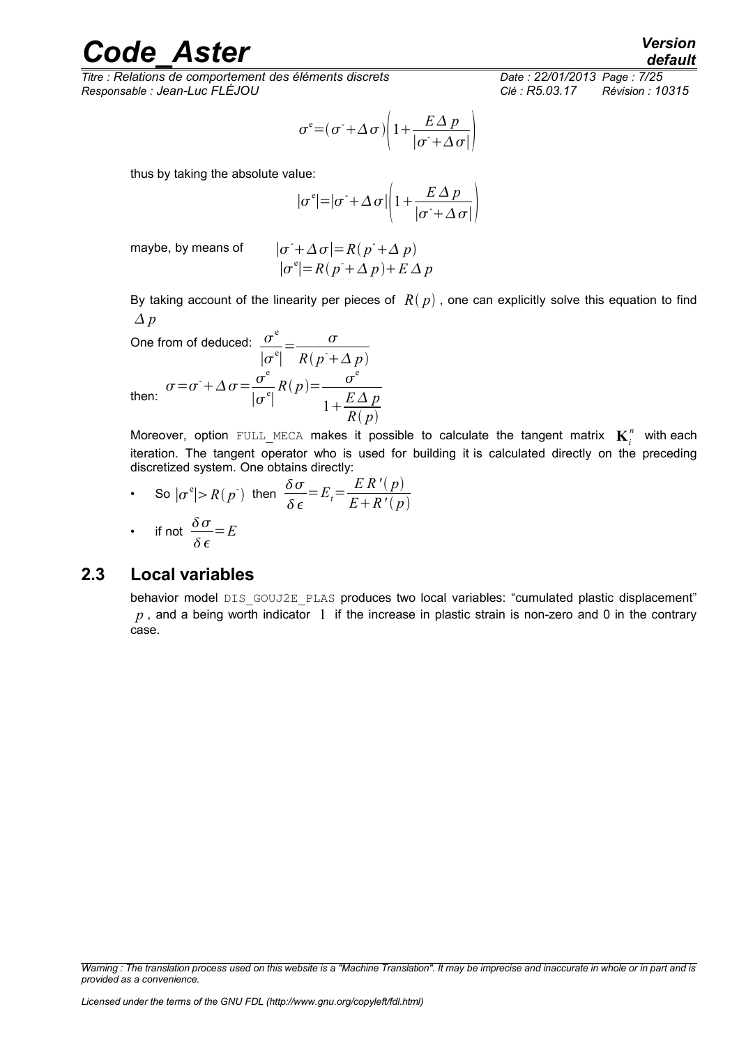$$\sigma^{e}=(\sigma^{-}+\Delta\sigma)\left(1+\frac{E\Delta p}{|\sigma^{-}+\Delta\sigma|}\right)$$

thus by taking the absolute value:

$$|\sigma^{e}|=|\sigma^{-}+\Delta\sigma|\left(1+\frac{E\Delta p}{|\sigma^{-}+\Delta\sigma|}\right)$$

maybe, by means of

$$|\sigma^{-}+\Delta\sigma|=R(p^{-}+\Delta p)$$
$$|\sigma^{e}|=R(p^{-}+\Delta p)+E\Delta p$$

By taking account of the linearity per pieces of $R(p)$, one can explicitly solve this equation to find $\Delta p$

One from of deduced: $\dfrac{\sigma^{e}}{|\sigma^{e}|}=\dfrac{\sigma}{R(p^{-}+\Delta p)}$

then: $\sigma=\sigma^{-}+\Delta\sigma=\dfrac{\sigma^{e}}{|\sigma^{e}|}R(p)=\dfrac{\sigma^{e}}{1+\dfrac{E\Delta p}{R(p)}}$

Moreover, option `FULL_MECA` makes it possible to calculate the tangent matrix $\mathbf{K}_{i}^{n}$ with each iteration. The tangent operator who is used for building it is calculated directly on the preceding discretized system. One obtains directly:

- So $|\sigma^{e}|>R(p^{-})$ then $\dfrac{\delta\sigma}{\delta\epsilon}=E_{t}=\dfrac{E\,R'(p)}{E+R'(p)}$
- if not $\dfrac{\delta\sigma}{\delta\epsilon}=E$

## 2.3 Local variables

behavior model `DIS_GOUJ2E_PLAS` produces two local variables: "cumulated plastic displacement" $p$, and a being worth indicator $1$ if the increase in plastic strain is non-zero and 0 in the contrary case.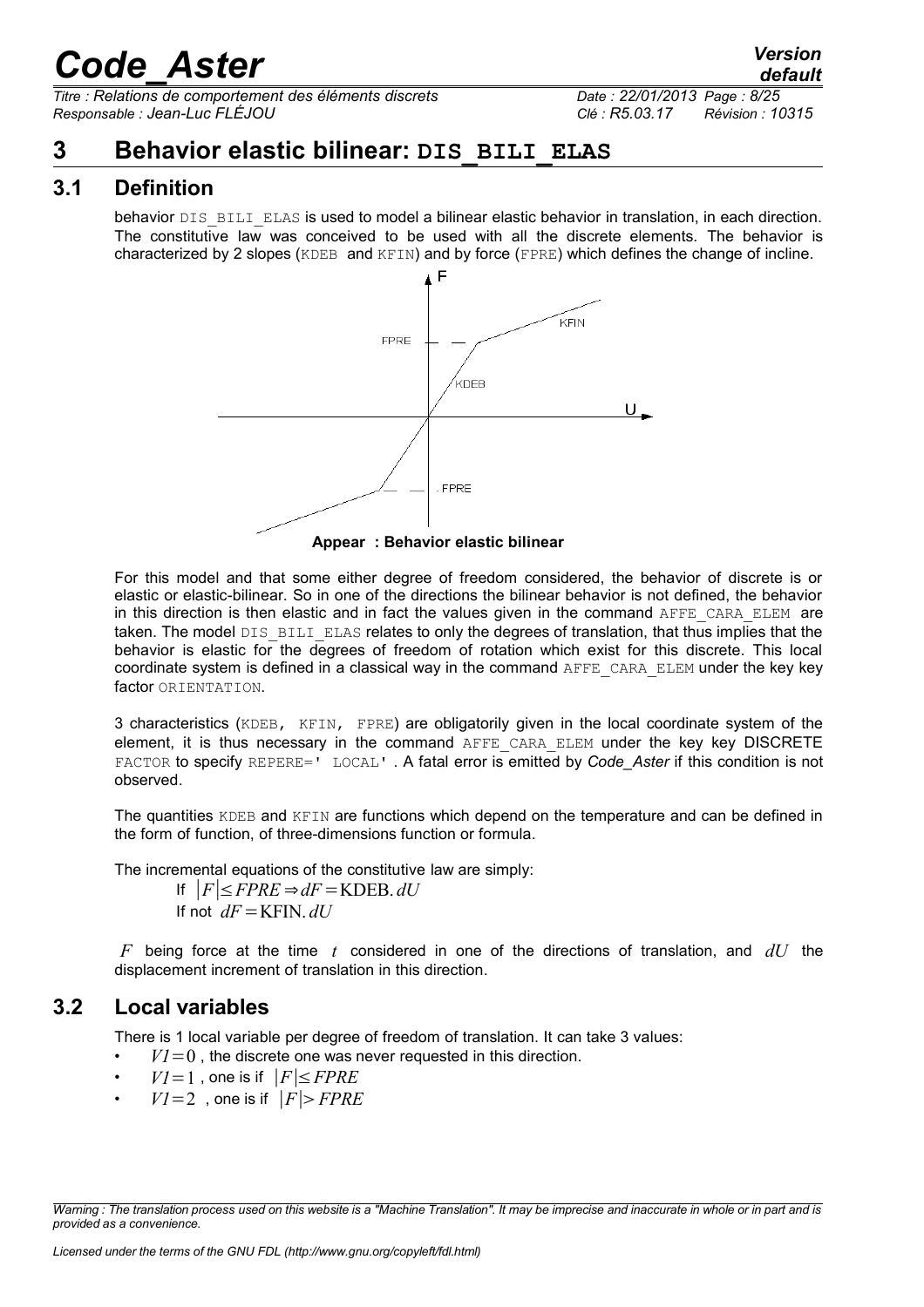# 3 Behavior elastic bilinear: DIS_BILI_ELAS

## 3.1 Definition

behavior DIS_BILI_ELAS is used to model a bilinear elastic behavior in translation, in each direction. The constitutive law was conceived to be used with all the discrete elements. The behavior is characterized by 2 slopes (KDEB and KFIN) and by force (FPRE) which defines the change of incline.

**Appear : Behavior elastic bilinear**

For this model and that some either degree of freedom considered, the behavior of discrete is or elastic or elastic-bilinear. So in one of the directions the bilinear behavior is not defined, the behavior in this direction is then elastic and in fact the values given in the command AFFE_CARA_ELEM are taken. The model DIS_BILI_ELAS relates to only the degrees of translation, that thus implies that the behavior is elastic for the degrees of freedom of rotation which exist for this discrete. This local coordinate system is defined in a classical way in the command AFFE_CARA_ELEM under the key key factor ORIENTATION.

3 characteristics (KDEB, KFIN, FPRE) are obligatorily given in the local coordinate system of the element, it is thus necessary in the command AFFE_CARA_ELEM under the key key DISCRETE FACTOR to specify REPERE=' LOCAL' . A fatal error is emitted by *Code_Aster* if this condition is not observed.

The quantities KDEB and KFIN are functions which depend on the temperature and can be defined in the form of function, of three-dimensions function or formula.

The incremental equations of the constitutive law are simply:

If $|F| \leq FPRE \Rightarrow dF = \text{KDEB}.\, dU$
If not $dF = \text{KFIN}.\, dU$

$F$ being force at the time $t$ considered in one of the directions of translation, and $dU$ the displacement increment of translation in this direction.

## 3.2 Local variables

There is 1 local variable per degree of freedom of translation. It can take 3 values:

- $VI=0$ , the discrete one was never requested in this direction.
- $VI=1$ , one is if $|F| \leq FPRE$
- $VI=2$ , one is if $|F| > FPRE$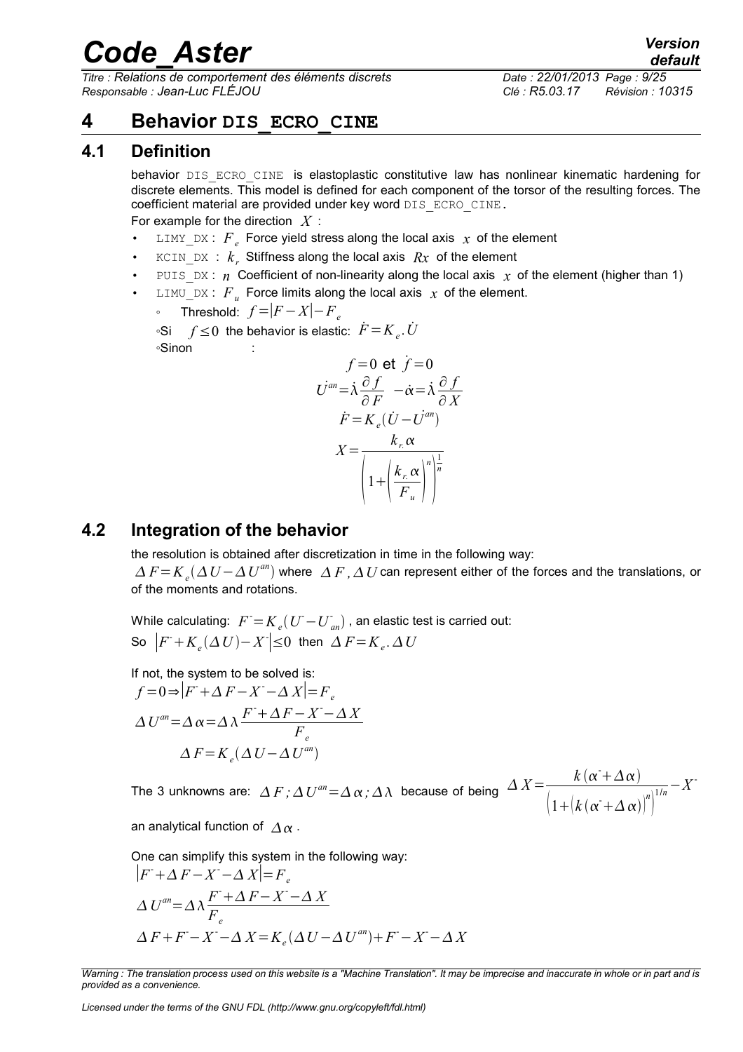# 4 Behavior DIS_ECRO_CINE

## 4.1 Definition

behavior DIS_ECRO_CINE is elastoplastic constitutive law has nonlinear kinematic hardening for discrete elements. This model is defined for each component of the torsor of the resulting forces. The coefficient material are provided under key word DIS_ECRO_CINE.

For example for the direction $X$ :

- LIMY_DX : $F_e$ Force yield stress along the local axis $x$ of the element
- KCIN_DX : $k_r$ Stiffness along the local axis $Rx$ of the element
- PUIS_DX : $n$ Coefficient of non-linearity along the local axis $x$ of the element (higher than 1)
- LIMU_DX : $F_u$ Force limits along the local axis $x$ of the element.
    - Threshold: $f=|F-X|-F_e$

◦Si $f \leq 0$ the behavior is elastic: $\dot{F}=K_e.\dot{U}$

◦Sinon :

$$f=0 \text{ et } \dot{f}=0$$

$$\dot{U^{an}}=\dot{\lambda}\frac{\partial f}{\partial F} \quad -\dot{\alpha}=\dot{\lambda}\frac{\partial f}{\partial X}$$

$$\dot{F}=K_e(\dot{U}-\dot{U^{an}})$$

$$X=\frac{k_r.\alpha}{\left(1+\left(\frac{k_r.\alpha}{F_u}\right)^n\right)^{\frac{1}{n}}}$$

## 4.2 Integration of the behavior

the resolution is obtained after discretization in time in the following way:

$\Delta F=K_e(\Delta U-\Delta U^{an})$ where $\Delta F, \Delta U$ can represent either of the forces and the translations, or of the moments and rotations.

While calculating: $F^{-}=K_e(U^{-}-U^{-}_{an})$ , an elastic test is carried out:

So $\left|F^{-}+K_e(\Delta U)-X^{-}\right|\leq 0$ then $\Delta F=K_e.\Delta U$

If not, the system to be solved is:

$$f=0 \Rightarrow \left|F^{-}+\Delta F-X^{-}-\Delta X\right|=F_e$$

$$\Delta U^{an}=\Delta\alpha=\Delta\lambda\frac{F^{-}+\Delta F-X^{-}-\Delta X}{F_e}$$

$$\Delta F=K_e(\Delta U-\Delta U^{an})$$

The 3 unknowns are: $\Delta F ; \Delta U^{an}=\Delta\alpha ; \Delta\lambda$ because of being $\Delta X=\frac{k(\alpha^{-}+\Delta\alpha)}{\left(1+\left|k(\alpha^{-}+\Delta\alpha)\right|^n\right)^{1/n}}-X^{-}$ an analytical function of $\Delta\alpha$ .

One can simplify this system in the following way:

$$\left|F^{-}+\Delta F-X^{-}-\Delta X\right|=F_e$$

$$\Delta U^{an}=\Delta\lambda\frac{F^{-}+\Delta F-X^{-}-\Delta X}{F_e}$$

$$\Delta F+F^{-}-X^{-}-\Delta X=K_e(\Delta U-\Delta U^{an})+F^{-}-X^{-}-\Delta X$$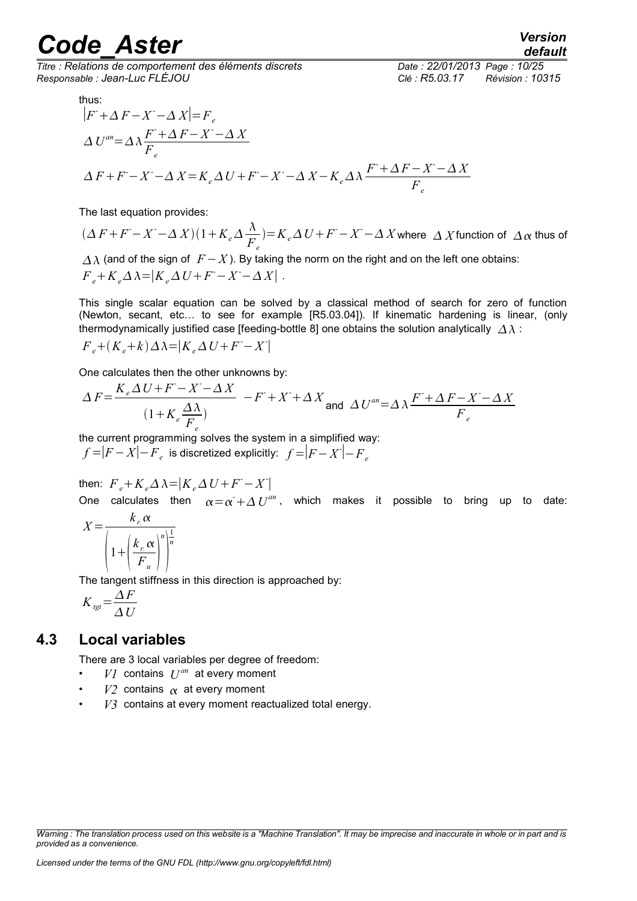thus:

$$|F^{-}+\Delta F-X^{-}-\Delta X|=F_{e}$$

$$\Delta U^{an}=\Delta\lambda\frac{F^{-}+\Delta F-X^{-}-\Delta X}{F_{e}}$$

$$\Delta F+F^{-}-X^{-}-\Delta X=K_{e}\Delta U+F^{-}-X^{-}-\Delta X-K_{e}\Delta\lambda\frac{F^{-}+\Delta F-X^{-}-\Delta X}{F_{e}}$$

The last equation provides:

$(\Delta F+F^{-}-X^{-}-\Delta X)(1+K_{e}\Delta\frac{\lambda}{F_{e}})=K_{e}\Delta U+F^{-}-X^{-}-\Delta X$ where $\Delta X$ function of $\Delta\alpha$ thus of $\Delta\lambda$ (and of the sign of $F-X$). By taking the norm on the right and on the left one obtains: $F_{e}+K_{e}\Delta\lambda=|K_{e}\Delta U+F^{-}-X^{-}-\Delta X|$ .

This single scalar equation can be solved by a classical method of search for zero of function (Newton, secant, etc… to see for example [R5.03.04]). If kinematic hardening is linear, (only thermodynamically justified case [feeding-bottle 8] one obtains the solution analytically $\Delta\lambda$ :

$$F_{e}+(K_{e}+k)\Delta\lambda=|K_{e}\Delta U+F^{-}-X^{-}|$$

One calculates then the other unknowns by:

$$\Delta F=\frac{K_{e}\Delta U+F^{-}-X^{-}-\Delta X}{(1+K_{e}\frac{\Delta\lambda}{F_{e}})}-F^{-}+X^{-}+\Delta X \text{ and } \Delta U^{an}=\Delta\lambda\frac{F^{-}+\Delta F-X^{-}-\Delta X}{F_{e}}$$

the current programming solves the system in a simplified way:
$f=|F-X|-F_{e}$ is discretized explicitly: $f=|F-X^{-}|-F_{e}$

then: $F_{e}+K_{e}\Delta\lambda=|K_{e}\Delta U+F^{-}-X^{-}|$

One calculates then $\alpha=\alpha^{-}+\Delta U^{an}$, which makes it possible to bring up to date:

$$X=\frac{k_{r.}\alpha}{\left(1+\left(\frac{k_{r.}\alpha}{F_{u}}\right)^{n}\right)^{\frac{1}{n}}}$$

The tangent stiffness in this direction is approached by:

$$K_{tgt}=\frac{\Delta F}{\Delta U}$$

## 4.3 Local variables

There are 3 local variables per degree of freedom:

- $V1$ contains $U^{an}$ at every moment
- $V2$ contains $\alpha$ at every moment
- $V3$ contains at every moment reactualized total energy.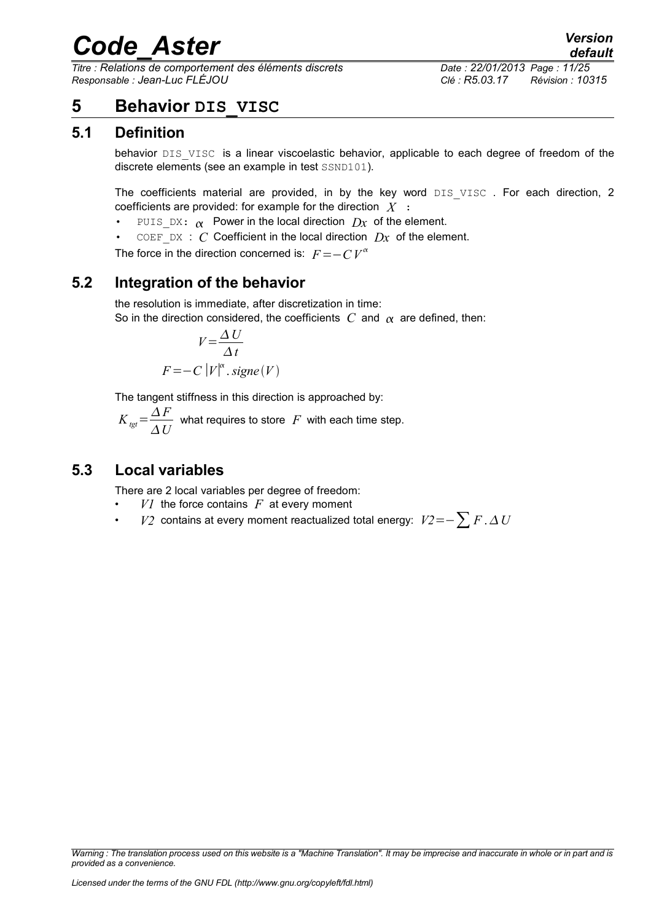# 5 Behavior DIS_VISC

## 5.1 Definition

behavior DIS_VISC is a linear viscoelastic behavior, applicable to each degree of freedom of the discrete elements (see an example in test SSND101).

The coefficients material are provided, in by the key word DIS_VISC . For each direction, 2 coefficients are provided: for example for the direction $X$ :

- PUIS_DX: $\alpha$ Power in the local direction $Dx$ of the element.
- COEF_DX : $C$ Coefficient in the local direction $Dx$ of the element.

The force in the direction concerned is: $F=-C\,V^{\alpha}$

## 5.2 Integration of the behavior

the resolution is immediate, after discretization in time:
So in the direction considered, the coefficients $C$ and $\alpha$ are defined, then:

$$V=\frac{\Delta U}{\Delta t}$$

$$F=-C\,|V|^{\alpha}.\,signe(V)$$

The tangent stiffness in this direction is approached by:

$K_{tgt}=\frac{\Delta F}{\Delta U}$ what requires to store $F$ with each time step.

## 5.3 Local variables

There are 2 local variables per degree of freedom:

- $V1$ the force contains $F$ at every moment
- $V2$ contains at every moment reactualized total energy: $V2=-\sum F.\Delta U$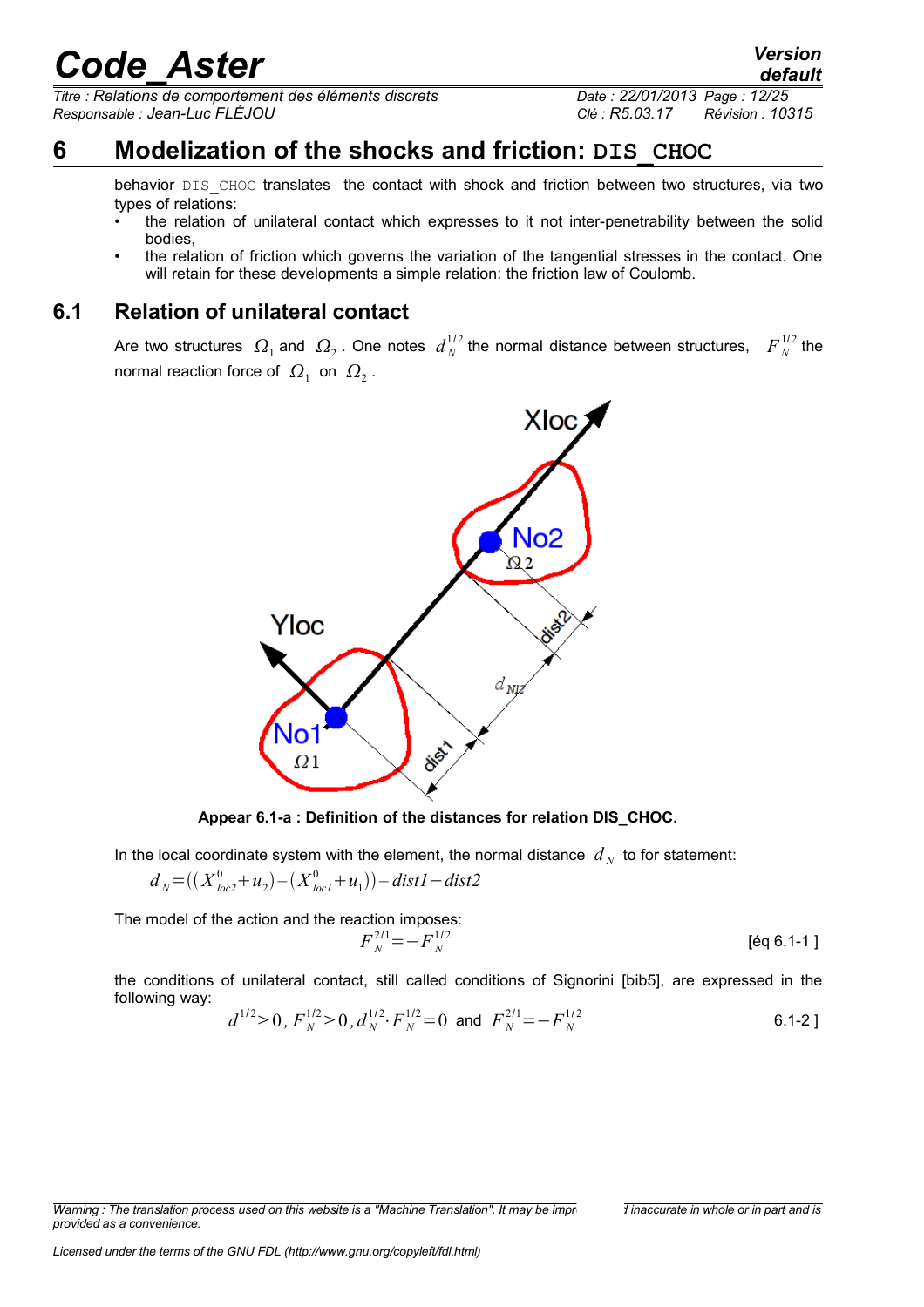# 6 Modelization of the shocks and friction: DIS_CHOC

behavior DIS_CHOC translates the contact with shock and friction between two structures, via two types of relations:

- the relation of unilateral contact which expresses to it not inter-penetrability between the solid bodies,
- the relation of friction which governs the variation of the tangential stresses in the contact. One will retain for these developments a simple relation: the friction law of Coulomb.

## 6.1 Relation of unilateral contact

Are two structures $\Omega_1$ and $\Omega_2$. One notes $d_N^{1/2}$ the normal distance between structures, $F_N^{1/2}$ the normal reaction force of $\Omega_1$ on $\Omega_2$.

**Appear 6.1-a : Definition of the distances for relation DIS_CHOC.**

In the local coordinate system with the element, the normal distance $d_N$ to for statement:

$$d_N = ((X^0_{loc2} + u_2) - (X^0_{loc1} + u_1)) - dist1 - dist2$$

The model of the action and the reaction imposes:

$$F_N^{2/1} = -F_N^{1/2} \quad \text{[éq 6.1-1 ]}$$

the conditions of unilateral contact, still called conditions of Signorini [bib5], are expressed in the following way:

$$d^{1/2} \geq 0, F_N^{1/2} \geq 0, d_N^{1/2} \cdot F_N^{1/2} = 0 \text{ and } F_N^{2/1} = -F_N^{1/2} \quad \text{6.1-2 ]}$$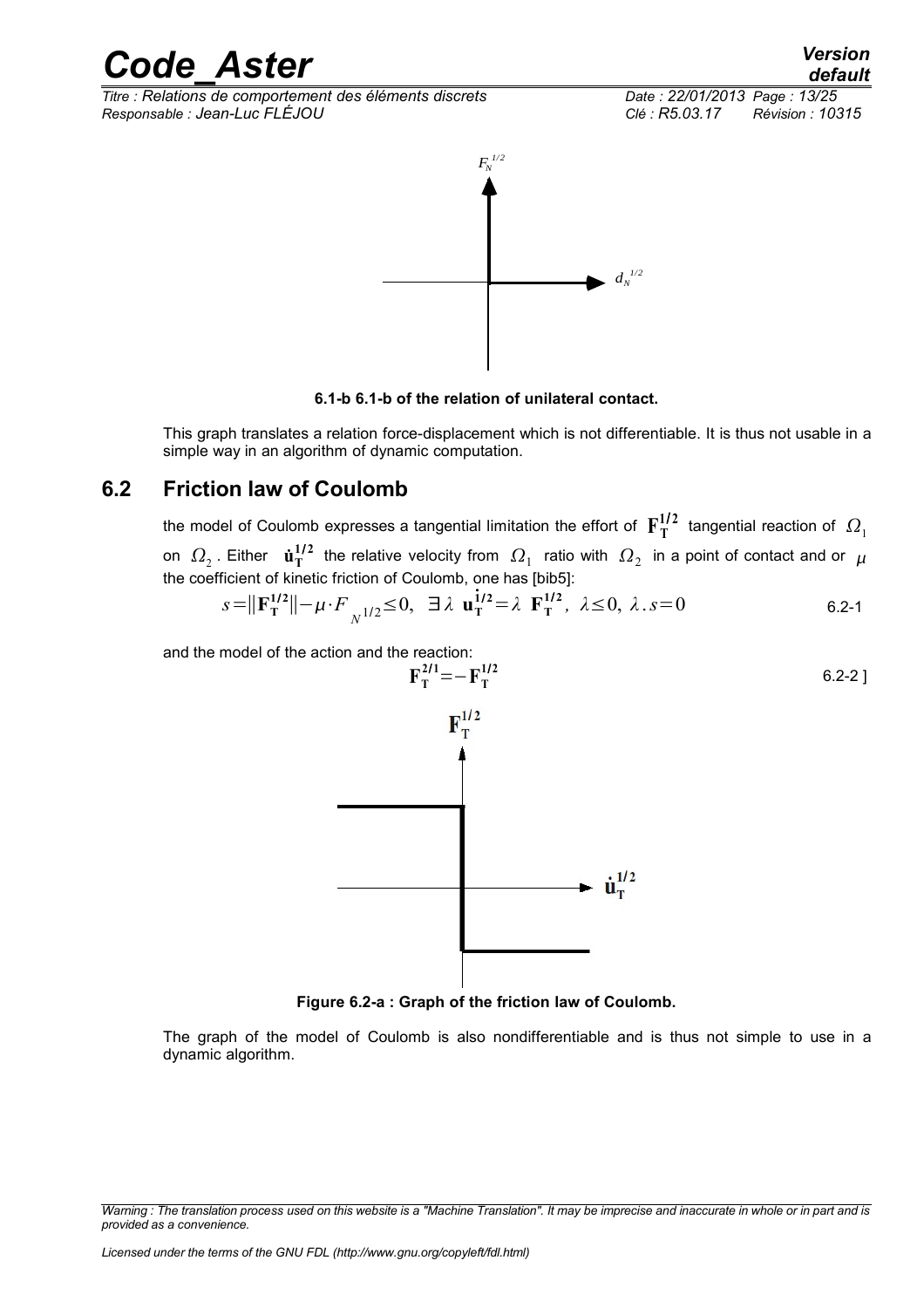6.1-b 6.1-b of the relation of unilateral contact.

This graph translates a relation force-displacement which is not differentiable. It is thus not usable in a simple way in an algorithm of dynamic computation.

## 6.2 Friction law of Coulomb

the model of Coulomb expresses a tangential limitation the effort of $\mathbf{F}_\mathbf{T}^{1/2}$ tangential reaction of $\Omega_1$ on $\Omega_2$. Either $\dot{\mathbf{u}}_\mathbf{T}^{1/2}$ the relative velocity from $\Omega_1$ ratio with $\Omega_2$ in a point of contact and or $\mu$ the coefficient of kinetic friction of Coulomb, one has [bib5]:

$$s=\|\mathbf{F}_\mathbf{T}^{1/2}\|-\mu\cdot F_{N^{1/2}}\leq 0,\ \ \exists\lambda\ \ \dot{\mathbf{u}}_\mathbf{T}^{1/2}=\lambda\ \ \mathbf{F}_\mathbf{T}^{1/2},\ \lambda\leq 0,\ \lambda . s=0 \tag{6.2-1}$$

and the model of the action and the reaction:

$$\mathbf{F}_\mathbf{T}^{2/1}=-\mathbf{F}_\mathbf{T}^{1/2} \tag{6.2-2 ]}$$

Figure 6.2-a : Graph of the friction law of Coulomb.

The graph of the model of Coulomb is also nondifferentiable and is thus not simple to use in a dynamic algorithm.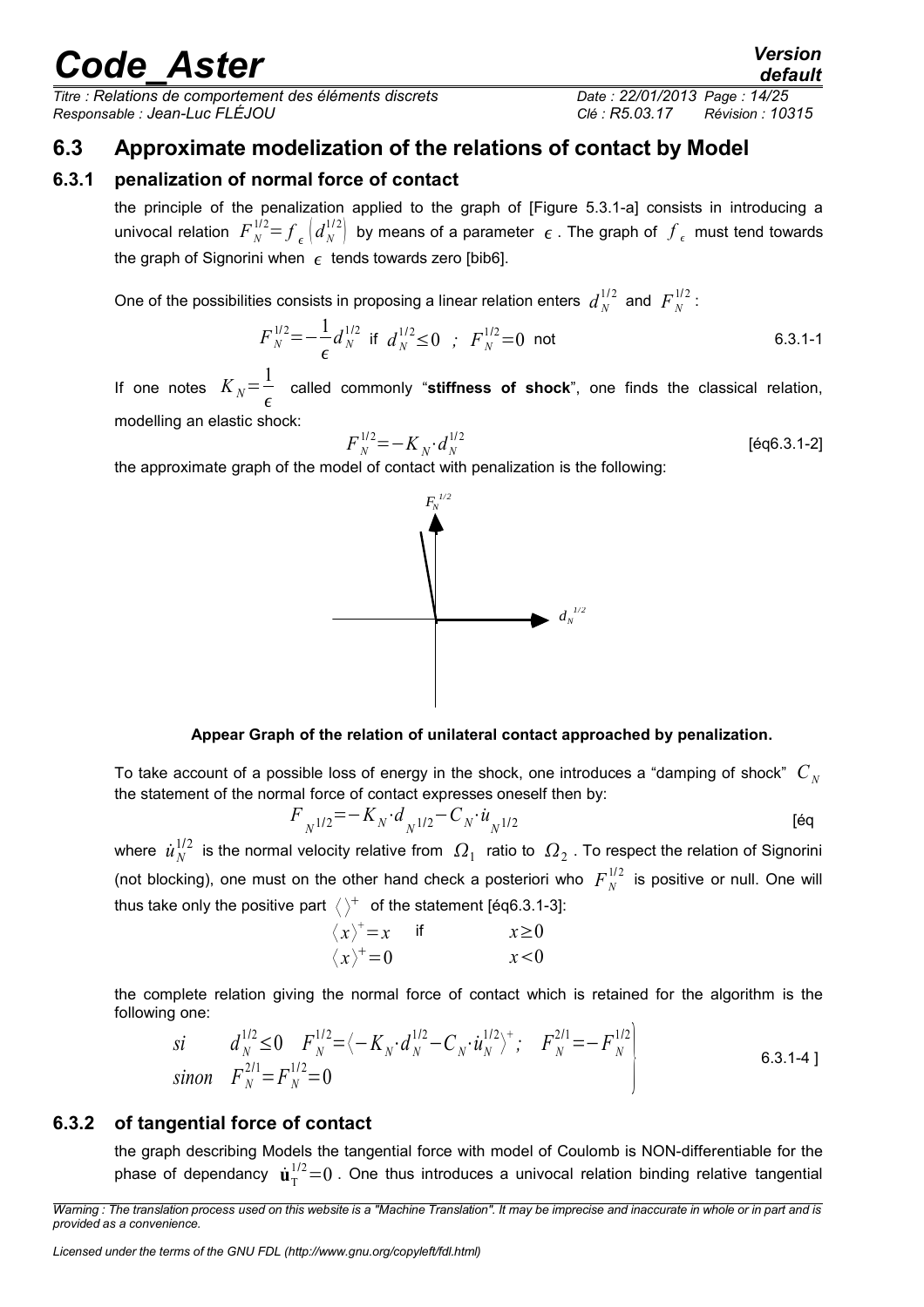## 6.3 Approximate modelization of the relations of contact by Model

### 6.3.1 penalization of normal force of contact

the principle of the penalization applied to the graph of [Figure 5.3.1-a] consists in introducing a univocal relation $F_N^{1/2}=f_\epsilon\left(d_N^{1/2}\right)$ by means of a parameter $\epsilon$. The graph of $f_\epsilon$ must tend towards the graph of Signorini when $\epsilon$ tends towards zero [bib6].

One of the possibilities consists in proposing a linear relation enters $d_N^{1/2}$ and $F_N^{1/2}$:

$$F_N^{1/2}=-\frac{1}{\epsilon}d_N^{1/2} \text{ if } d_N^{1/2}\leq 0 \;\; ; \;\; F_N^{1/2}=0 \text{ not} \qquad 6.3.1\text{-}1$$

If one notes $K_N=\frac{1}{\epsilon}$ called commonly "**stiffness of shock**", one finds the classical relation, modelling an elastic shock:

$$F_N^{1/2}=-K_N\cdot d_N^{1/2} \qquad [\text{éq}6.3.1\text{-}2]$$

the approximate graph of the model of contact with penalization is the following:

**Appear Graph of the relation of unilateral contact approached by penalization.**

To take account of a possible loss of energy in the shock, one introduces a "damping of shock" $C_N$ the statement of the normal force of contact expresses oneself then by:

$$F_{N^{1/2}}=-K_N\cdot d_{N^{1/2}}-C_N\cdot \dot{u}_{N^{1/2}} \qquad [\text{éq}$$

where $\dot{u}_N^{1/2}$ is the normal velocity relative from $\Omega_1$ ratio to $\Omega_2$. To respect the relation of Signorini (not blocking), one must on the other hand check a posteriori who $F_N^{1/2}$ is positive or null. One will thus take only the positive part $\langle\rangle^+$ of the statement [éq6.3.1-3]:

$$\langle x\rangle^+=x \quad \text{if} \quad x\geq 0$$
$$\langle x\rangle^+=0 \quad\quad\quad x<0$$

the complete relation giving the normal force of contact which is retained for the algorithm is the following one:

$$\left.\begin{array}{ll} si & d_N^{1/2}\leq 0 \quad F_N^{1/2}=\langle -K_N\cdot d_N^{1/2}-C_N\cdot \dot{u}_N^{1/2}\rangle^+ ; \quad F_N^{2/1}=-F_N^{1/2} \\ sinon & F_N^{2/1}=F_N^{1/2}=0 \end{array}\right\} \qquad 6.3.1\text{-}4\;]$$

### 6.3.2 of tangential force of contact

the graph describing Models the tangential force with model of Coulomb is NON-differentiable for the phase of dependancy $\dot{\mathbf{u}}_T^{1/2}=0$. One thus introduces a univocal relation binding relative tangential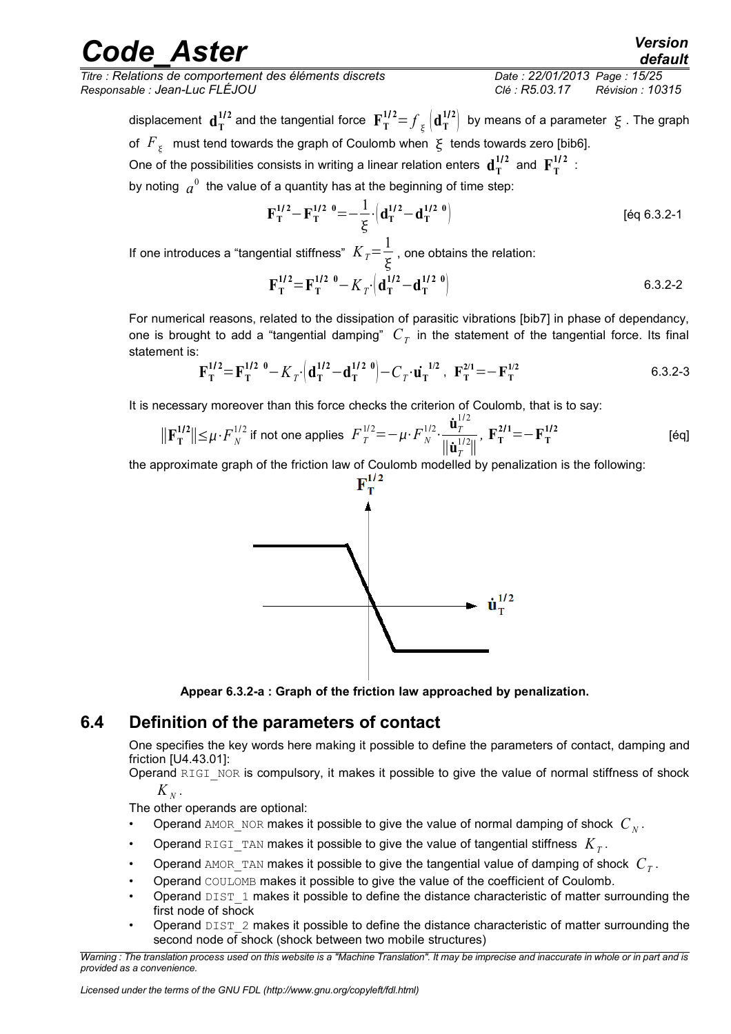displacement $\mathbf{d_T^{1/2}}$ and the tangential force $\mathbf{F_T^{1/2}}=f_{\xi}\left(\mathbf{d_T^{1/2}}\right)$ by means of a parameter $\xi$. The graph of $F_{\xi}$ must tend towards the graph of Coulomb when $\xi$ tends towards zero [bib6].

One of the possibilities consists in writing a linear relation enters $\mathbf{d_T^{1/2}}$ and $\mathbf{F_T^{1/2}}$ :

by noting $a^0$ the value of a quantity has at the beginning of time step:

$$\mathbf{F_T^{1/2}}-\mathbf{F_T^{1/2\ 0}}=-\frac{1}{\xi}\cdot\left(\mathbf{d_T^{1/2}}-\mathbf{d_T^{1/2\ 0}}\right) \qquad \text{[éq 6.3.2-1}$$

If one introduces a "tangential stiffness" $K_T=\frac{1}{\xi}$, one obtains the relation:

$$\mathbf{F_T^{1/2}}=\mathbf{F_T^{1/2\ 0}}-K_T\cdot\left(\mathbf{d_T^{1/2}}-\mathbf{d_T^{1/2\ 0}}\right) \qquad 6.3.2\text{-}2$$

For numerical reasons, related to the dissipation of parasitic vibrations [bib7] in phase of dependancy, one is brought to add a "tangential damping" $C_T$ in the statement of the tangential force. Its final statement is:

$$\mathbf{F_T^{1/2}}=\mathbf{F_T^{1/2\ 0}}-K_T\cdot\left(\mathbf{d_T^{1/2}}-\mathbf{d_T^{1/2\ 0}}\right)-C_T\cdot\mathbf{\dot{u}_T}^{\mathbf{1/2}},\ \mathbf{F_T^{2/1}}=-\mathbf{F_T^{1/2}} \qquad 6.3.2\text{-}3$$

It is necessary moreover than this force checks the criterion of Coulomb, that is to say:

$$\left\|\mathbf{F_T^{1/2}}\right\|\leq\mu\cdot F_N^{1/2} \text{ if not one applies } F_T^{1/2}=-\mu\cdot F_N^{1/2}\cdot\frac{\mathbf{\dot{u}}_T^{1/2}}{\left\|\mathbf{\dot{u}}_T^{1/2}\right\|},\ \mathbf{F_T^{2/1}}=-\mathbf{F_T^{1/2}} \qquad \text{[éq]}$$

the approximate graph of the friction law of Coulomb modelled by penalization is the following:

**Appear 6.3.2-a : Graph of the friction law approached by penalization.**

## 6.4 Definition of the parameters of contact

One specifies the key words here making it possible to define the parameters of contact, damping and friction [U4.43.01]:

Operand RIGI_NOR is compulsory, it makes it possible to give the value of normal stiffness of shock $K_N$.

The other operands are optional:

- Operand AMOR_NOR makes it possible to give the value of normal damping of shock $C_N$.
- Operand RIGI_TAN makes it possible to give the value of tangential stiffness $K_T$.
- Operand AMOR_TAN makes it possible to give the tangential value of damping of shock $C_T$.
- Operand COULOMB makes it possible to give the value of the coefficient of Coulomb.
- Operand DIST_1 makes it possible to define the distance characteristic of matter surrounding the first node of shock
- Operand DIST_2 makes it possible to define the distance characteristic of matter surrounding the second node of shock (shock between two mobile structures)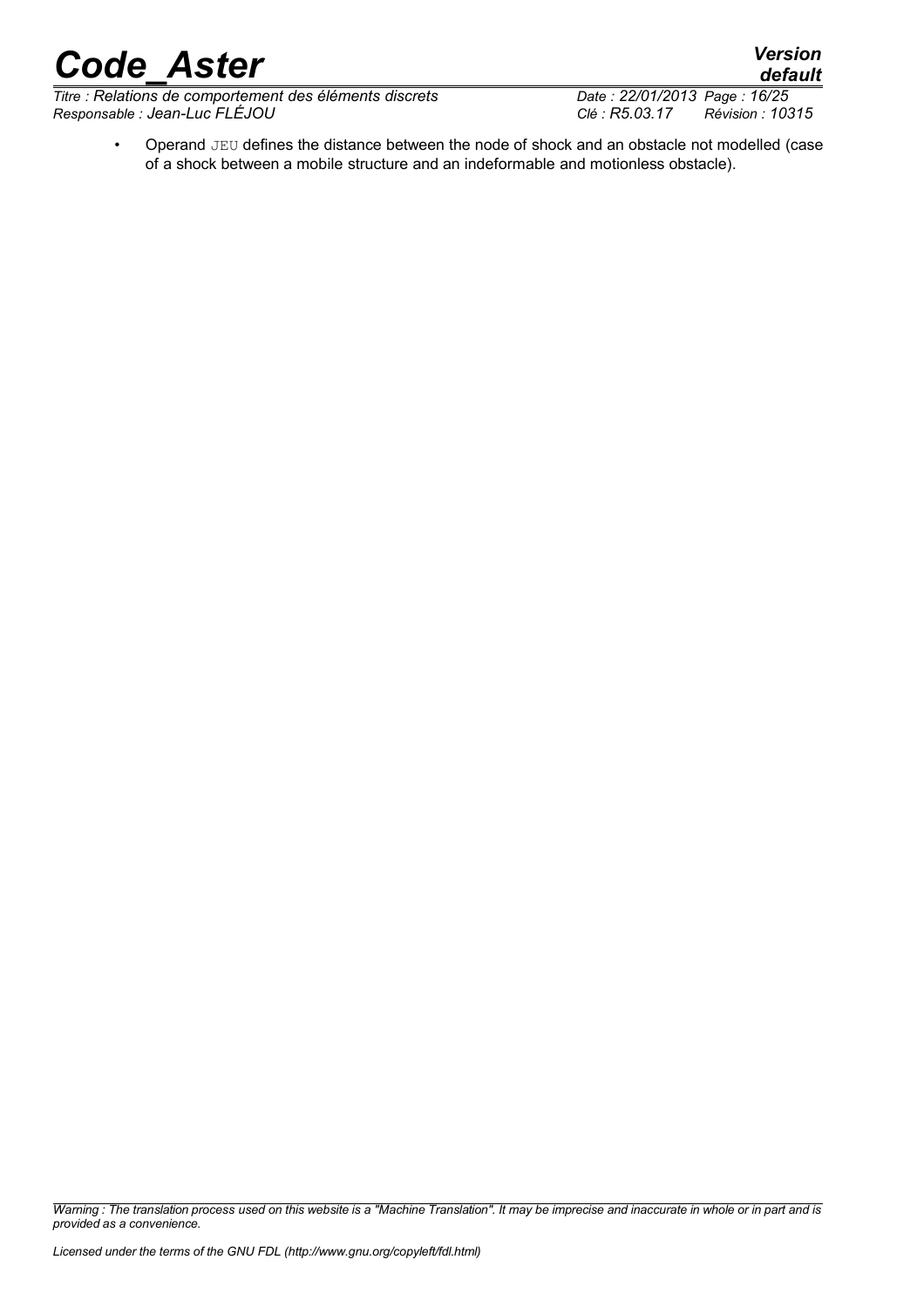- Operand `JEU` defines the distance between the node of shock and an obstacle not modelled (case of a shock between a mobile structure and an indeformable and motionless obstacle).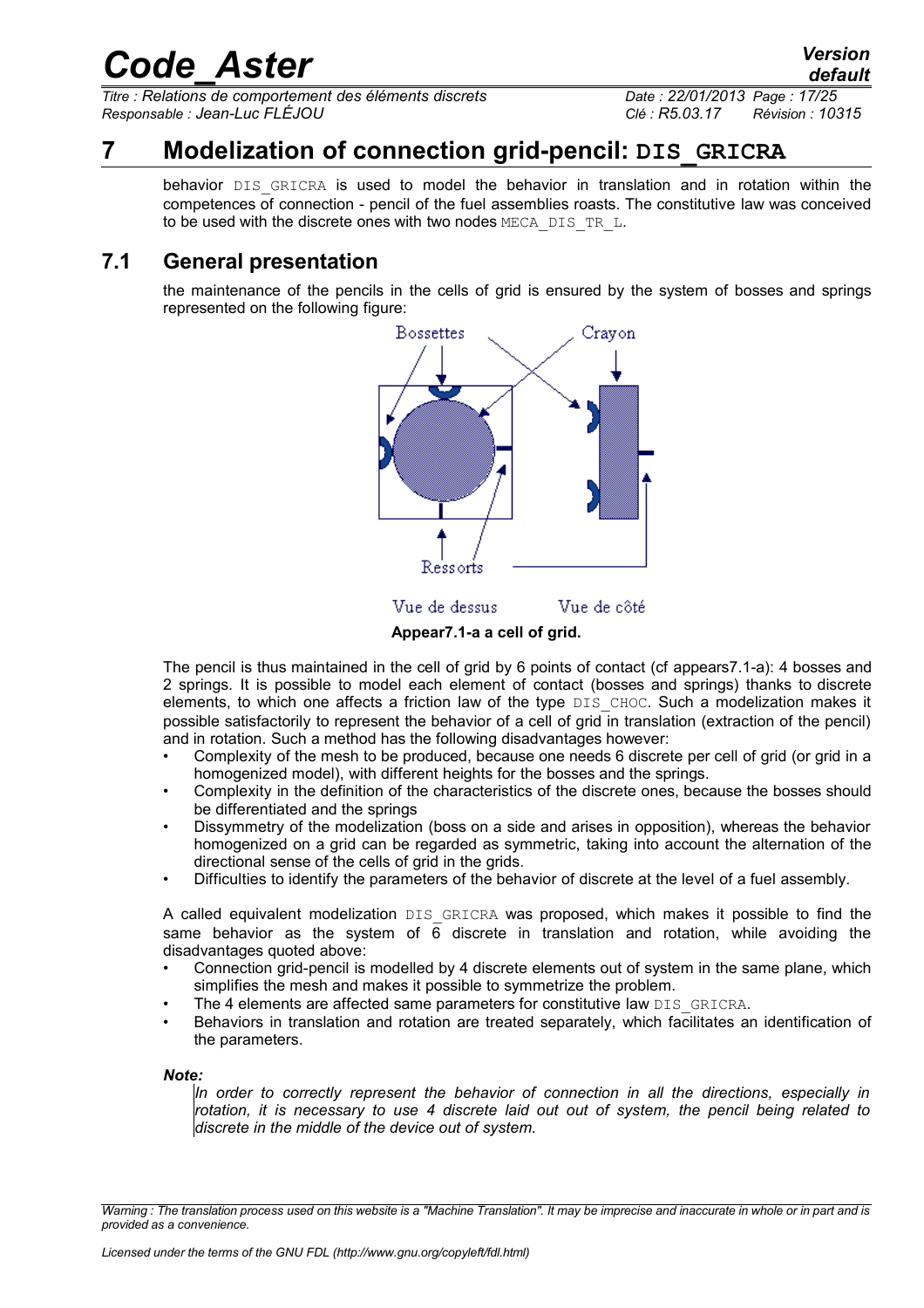# 7 Modelization of connection grid-pencil: DIS_GRICRA

behavior DIS_GRICRA is used to model the behavior in translation and in rotation within the competences of connection - pencil of the fuel assemblies roasts. The constitutive law was conceived to be used with the discrete ones with two nodes MECA_DIS_TR_L.

## 7.1 General presentation

the maintenance of the pencils in the cells of grid is ensured by the system of bosses and springs represented on the following figure:

Bossettes Crayon

Ressorts

Vue de dessus Vue de côté

**Appear7.1-a a cell of grid.**

The pencil is thus maintained in the cell of grid by 6 points of contact (cf appears7.1-a): 4 bosses and 2 springs. It is possible to model each element of contact (bosses and springs) thanks to discrete elements, to which one affects a friction law of the type DIS_CHOC. Such a modelization makes it possible satisfactorily to represent the behavior of a cell of grid in translation (extraction of the pencil) and in rotation. Such a method has the following disadvantages however:

- Complexity of the mesh to be produced, because one needs 6 discrete per cell of grid (or grid in a homogenized model), with different heights for the bosses and the springs.
- Complexity in the definition of the characteristics of the discrete ones, because the bosses should be differentiated and the springs
- Dissymmetry of the modelization (boss on a side and arises in opposition), whereas the behavior homogenized on a grid can be regarded as symmetric, taking into account the alternation of the directional sense of the cells of grid in the grids.
- Difficulties to identify the parameters of the behavior of discrete at the level of a fuel assembly.

A called equivalent modelization DIS_GRICRA was proposed, which makes it possible to find the same behavior as the system of 6 discrete in translation and rotation, while avoiding the disadvantages quoted above:

- Connection grid-pencil is modelled by 4 discrete elements out of system in the same plane, which simplifies the mesh and makes it possible to symmetrize the problem.
- The 4 elements are affected same parameters for constitutive law DIS_GRICRA.
- Behaviors in translation and rotation are treated separately, which facilitates an identification of the parameters.

***Note:***

*In order to correctly represent the behavior of connection in all the directions, especially in rotation, it is necessary to use 4 discrete laid out out of system, the pencil being related to discrete in the middle of the device out of system.*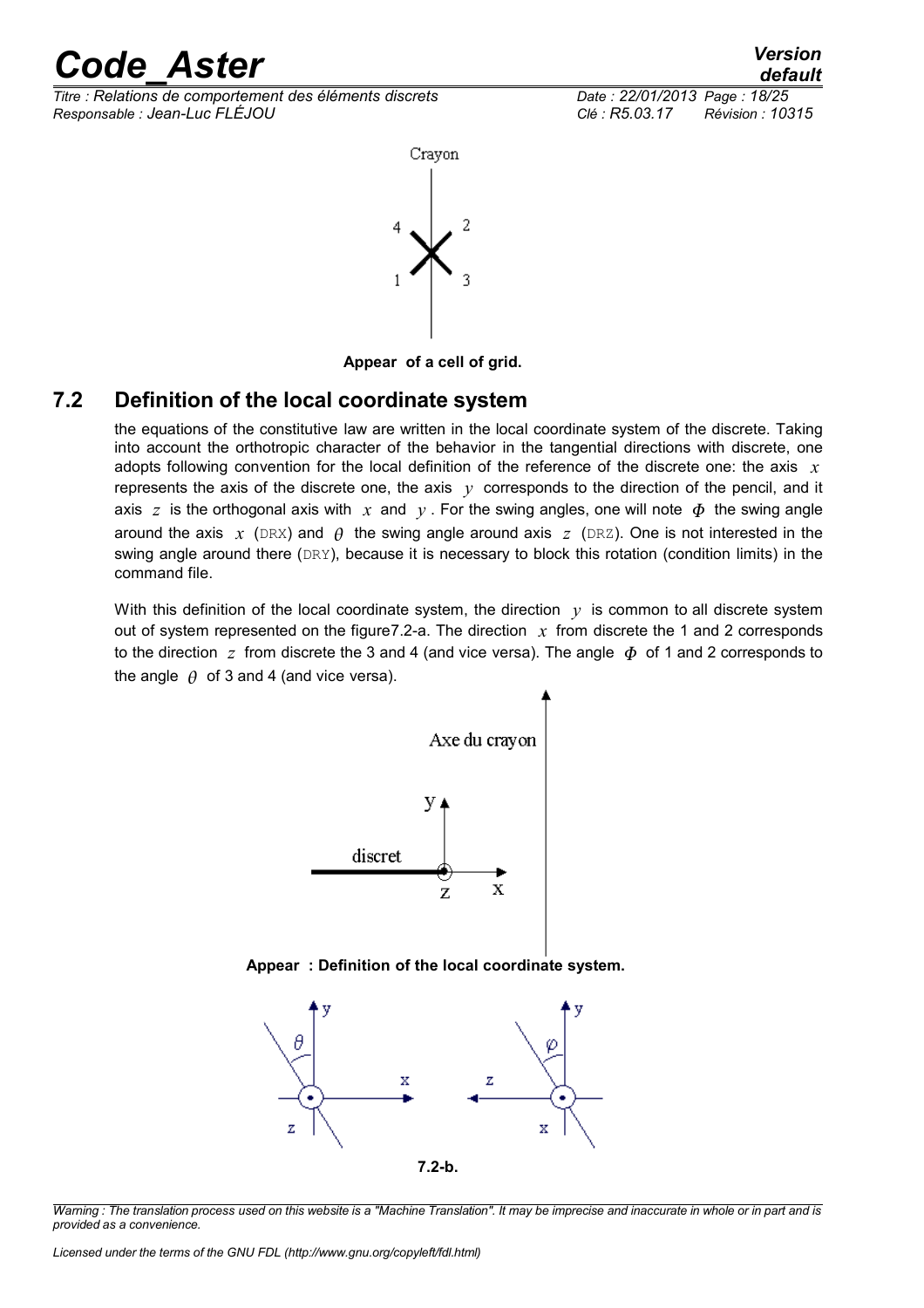Crayon

Appear of a cell of grid.

## 7.2 Definition of the local coordinate system

the equations of the constitutive law are written in the local coordinate system of the discrete. Taking into account the orthotropic character of the behavior in the tangential directions with discrete, one adopts following convention for the local definition of the reference of the discrete one: the axis $x$ represents the axis of the discrete one, the axis $y$ corresponds to the direction of the pencil, and it axis $z$ is the orthogonal axis with $x$ and $y$. For the swing angles, one will note $\Phi$ the swing angle around the axis $x$ (DRX) and $\theta$ the swing angle around axis $z$ (DRZ). One is not interested in the swing angle around there (DRY), because it is necessary to block this rotation (condition limits) in the command file.

With this definition of the local coordinate system, the direction $y$ is common to all discrete system out of system represented on the figure7.2-a. The direction $x$ from discrete the 1 and 2 corresponds to the direction $z$ from discrete the 3 and 4 (and vice versa). The angle $\Phi$ of 1 and 2 corresponds to the angle $\theta$ of 3 and 4 (and vice versa).

Appear : Definition of the local coordinate system.

7.2-b.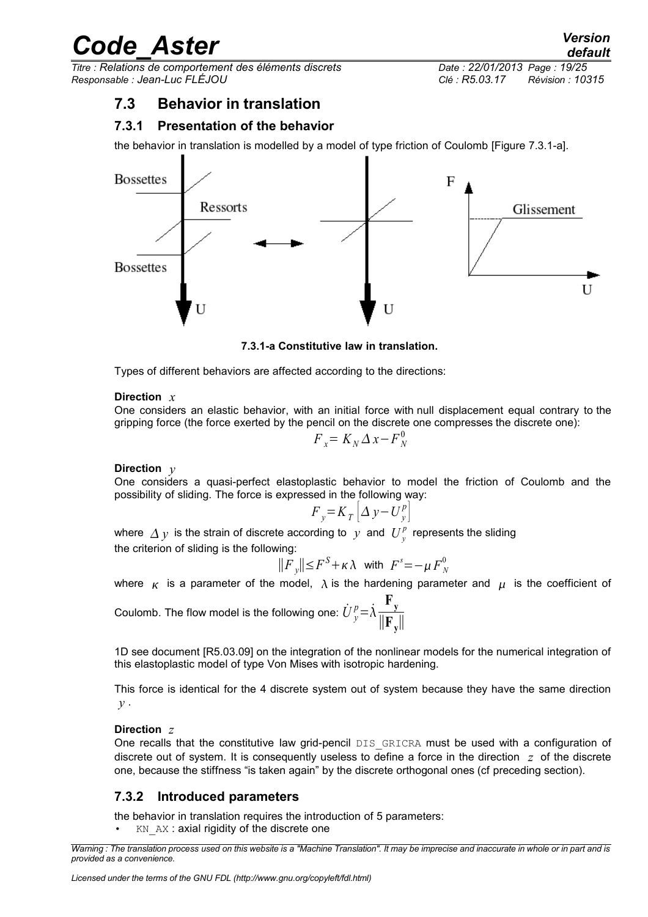## 7.3 Behavior in translation

### 7.3.1 Presentation of the behavior

the behavior in translation is modelled by a model of type friction of Coulomb [Figure 7.3.1-a].

**7.3.1-a Constitutive law in translation.**

Types of different behaviors are affected according to the directions:

**Direction** $x$

One considers an elastic behavior, with an initial force with null displacement equal contrary to the gripping force (the force exerted by the pencil on the discrete one compresses the discrete one):

$$F_x = K_N \Delta x - F_N^0$$

**Direction** $y$

One considers a quasi-perfect elastoplastic behavior to model the friction of Coulomb and the possibility of sliding. The force is expressed in the following way:

$$F_y = K_T \left[ \Delta y - U_y^p \right]$$

where $\Delta y$ is the strain of discrete according to $y$ and $U_y^p$ represents the sliding

the criterion of sliding is the following:

$$\| F_y \| \le F^S + \kappa \lambda \quad \text{with} \quad F^s = -\mu F_N^0$$

where $\kappa$ is a parameter of the model, $\lambda$ is the hardening parameter and $\mu$ is the coefficient of Coulomb. The flow model is the following one: $\dot{U}_y^p = \dot{\lambda} \dfrac{\mathbf{F_y}}{\|\mathbf{F_y}\|}$

1D see document [R5.03.09] on the integration of the nonlinear models for the numerical integration of this elastoplastic model of type Von Mises with isotropic hardening.

This force is identical for the 4 discrete system out of system because they have the same direction $y$.

**Direction** $z$

One recalls that the constitutive law grid-pencil DIS_GRICRA must be used with a configuration of discrete out of system. It is consequently useless to define a force in the direction $z$ of the discrete one, because the stiffness "is taken again" by the discrete orthogonal ones (cf preceding section).

### 7.3.2 Introduced parameters

the behavior in translation requires the introduction of 5 parameters:

- KN_AX : axial rigidity of the discrete one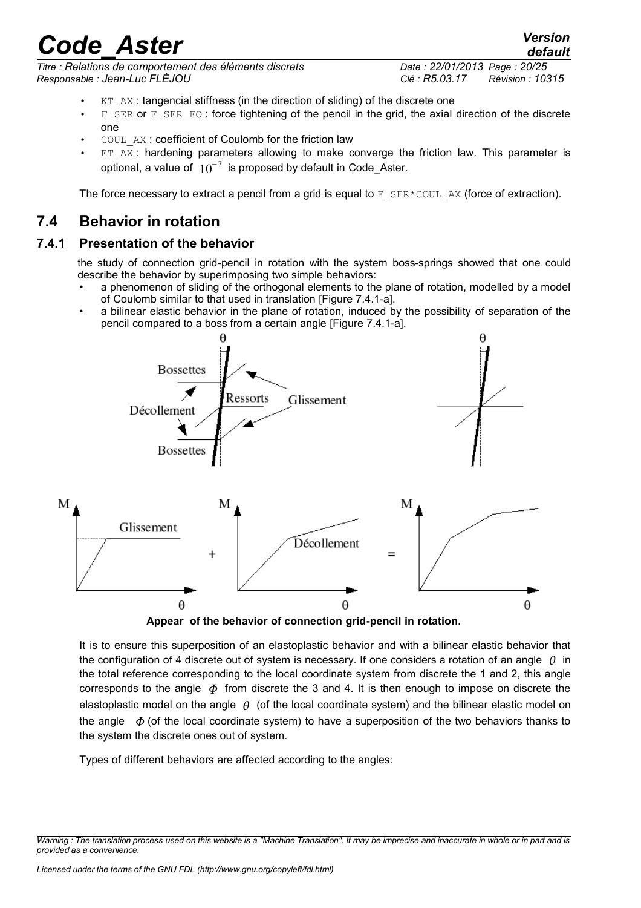- KT_AX : tangencial stiffness (in the direction of sliding) of the discrete one
- F_SER or F_SER_FO : force tightening of the pencil in the grid, the axial direction of the discrete one
- COUL_AX : coefficient of Coulomb for the friction law
- ET_AX : hardening parameters allowing to make converge the friction law. This parameter is optional, a value of $10^{-7}$ is proposed by default in Code_Aster.

The force necessary to extract a pencil from a grid is equal to F_SER*COUL_AX (force of extraction).

## 7.4 Behavior in rotation

### 7.4.1 Presentation of the behavior

the study of connection grid-pencil in rotation with the system boss-springs showed that one could describe the behavior by superimposing two simple behaviors:

- a phenomenon of sliding of the orthogonal elements to the plane of rotation, modelled by a model of Coulomb similar to that used in translation [Figure 7.4.1-a].
- a bilinear elastic behavior in the plane of rotation, induced by the possibility of separation of the pencil compared to a boss from a certain angle [Figure 7.4.1-a].

**Appear of the behavior of connection grid-pencil in rotation.**

It is to ensure this superposition of an elastoplastic behavior and with a bilinear elastic behavior that the configuration of 4 discrete out of system is necessary. If one considers a rotation of an angle $\theta$ in the total reference corresponding to the local coordinate system from discrete the 1 and 2, this angle corresponds to the angle $\Phi$ from discrete the 3 and 4. It is then enough to impose on discrete the elastoplastic model on the angle $\theta$ (of the local coordinate system) and the bilinear elastic model on the angle $\Phi$ (of the local coordinate system) to have a superposition of the two behaviors thanks to the system the discrete ones out of system.

Types of different behaviors are affected according to the angles: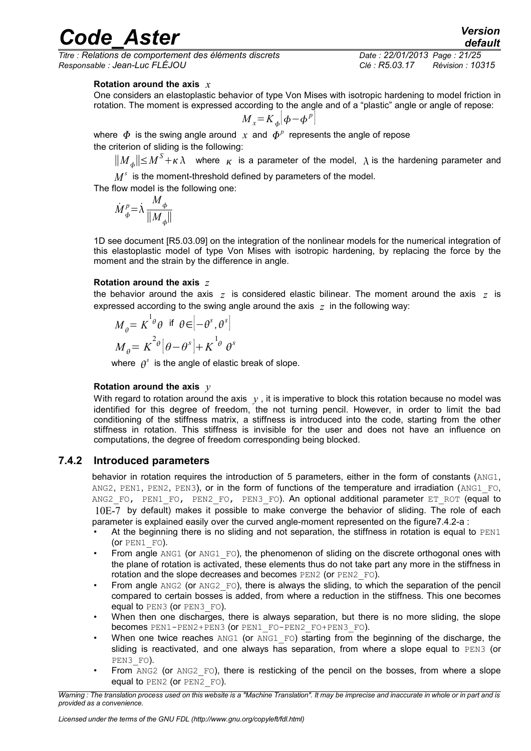#### Rotation around the axis $x$

One considers an elastoplastic behavior of type Von Mises with isotropic hardening to model friction in rotation. The moment is expressed according to the angle and of a "plastic" angle or angle of repose:

$$M_x = K_{\phi}\left[\phi - \phi^p\right]$$

where $\Phi$ is the swing angle around $x$ and $\Phi^p$ represents the angle of repose

the criterion of sliding is the following:

$\|M_{\phi}\| \le M^S + \kappa\lambda$ where $\kappa$ is a parameter of the model, $\lambda$ is the hardening parameter and $M^s$ is the moment-threshold defined by parameters of the model.

The flow model is the following one:

$$\dot{M}_{\phi}^p = \dot{\lambda}\frac{M_{\phi}}{\|M_{\phi}\|}$$

1D see document [R5.03.09] on the integration of the nonlinear models for the numerical integration of this elastoplastic model of type Von Mises with isotropic hardening, by replacing the force by the moment and the strain by the difference in angle.

#### Rotation around the axis $z$

the behavior around the axis $z$ is considered elastic bilinear. The moment around the axis $z$ is expressed according to the swing angle around the axis $z$ in the following way:

$$M_{\theta} = K^{1_{\theta}}\theta \text{ if } \theta \in \left[-\theta^s, \theta^s\right]$$

$$M_{\theta} = K^{2_{\theta}}\left[\theta - \theta^s\right] + K^{1_{\theta}}\theta^s$$

where $\theta^s$ is the angle of elastic break of slope.

#### Rotation around the axis $y$

With regard to rotation around the axis $y$, it is imperative to block this rotation because no model was identified for this degree of freedom, the not turning pencil. However, in order to limit the bad conditioning of the stiffness matrix, a stiffness is introduced into the code, starting from the other stiffness in rotation. This stiffness is invisible for the user and does not have an influence on computations, the degree of freedom corresponding being blocked.

### 7.4.2 Introduced parameters

behavior in rotation requires the introduction of 5 parameters, either in the form of constants (ANG1, ANG2, PEN1, PEN2, PEN3), or in the form of functions of the temperature and irradiation (ANG1_FO, ANG2_FO, PEN1_FO, PEN2_FO, PEN3_FO). An optional additional parameter ET_ROT (equal to $10E\text{-}7$ by default) makes it possible to make converge the behavior of sliding. The role of each parameter is explained easily over the curved angle-moment represented on the figure7.4.2-a :

- At the beginning there is no sliding and not separation, the stiffness in rotation is equal to PEN1 (or PEN1_FO).
- From angle ANG1 (or ANG1_FO), the phenomenon of sliding on the discrete orthogonal ones with the plane of rotation is activated, these elements thus do not take part any more in the stiffness in rotation and the slope decreases and becomes PEN2 (or PEN2_FO).
- From angle ANG2 (or ANG2_FO), there is always the sliding, to which the separation of the pencil compared to certain bosses is added, from where a reduction in the stiffness. This one becomes equal to PEN3 (or PEN3_FO).
- When then one discharges, there is always separation, but there is no more sliding, the slope becomes PEN1-PEN2+PEN3 (or PEN1_FO-PEN2_FO+PEN3_FO).
- When one twice reaches ANG1 (or ANG1_FO) starting from the beginning of the discharge, the sliding is reactivated, and one always has separation, from where a slope equal to PEN3 (or PEN3_FO).
- From ANG2 (or ANG2_FO), there is resticking of the pencil on the bosses, from where a slope equal to PEN2 (or PEN2_FO).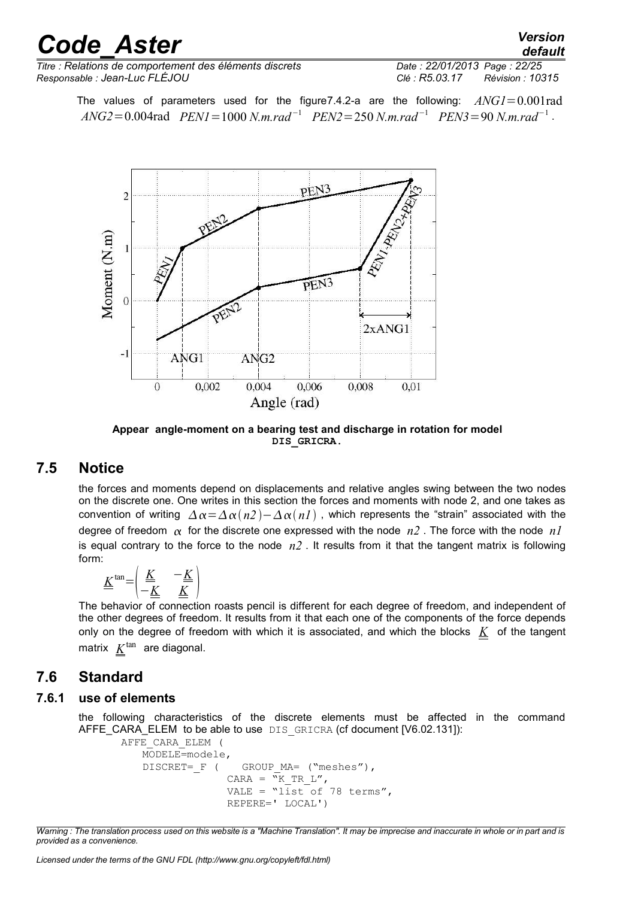The values of parameters used for the figure7.4.2-a are the following: $ANG1 = 0.001\text{rad}$ $ANG2 = 0.004\text{rad}$ $PEN1 = 1000\ N.m.rad^{-1}$ $PEN2 = 250\ N.m.rad^{-1}$ $PEN3 = 90\ N.m.rad^{-1}$.

**Appear angle-moment on a bearing test and discharge in rotation for model DIS_GRICRA.**

## 7.5 Notice

the forces and moments depend on displacements and relative angles swing between the two nodes on the discrete one. One writes in this section the forces and moments with node 2, and one takes as convention of writing $\Delta\alpha = \Delta\alpha(n2) - \Delta\alpha(n1)$, which represents the "strain" associated with the degree of freedom $\alpha$ for the discrete one expressed with the node $n2$. The force with the node $n1$ is equal contrary to the force to the node $n2$. It results from it that the tangent matrix is following form:

$$\underline{\underline{K}}^{\tan} = \begin{pmatrix} \underline{\underline{K}} & -\underline{\underline{K}} \\ -\underline{\underline{K}} & \underline{\underline{K}} \end{pmatrix}$$

The behavior of connection roasts pencil is different for each degree of freedom, and independent of the other degrees of freedom. It results from it that each one of the components of the force depends only on the degree of freedom with which it is associated, and which the blocks $\underline{\underline{K}}$ of the tangent matrix $\underline{\underline{K}}^{\tan}$ are diagonal.

## 7.6 Standard

### 7.6.1 use of elements

the following characteristics of the discrete elements must be affected in the command AFFE_CARA_ELEM to be able to use DIS_GRICRA (cf document [V6.02.131]):

```
AFFE_CARA_ELEM (
    MODELE=modele,
    DISCRET=_F (    GROUP_MA= ("meshes"),
                CARA = "K_TR_L",
                VALE = "list of 78 terms",
                REPERE=' LOCAL')
```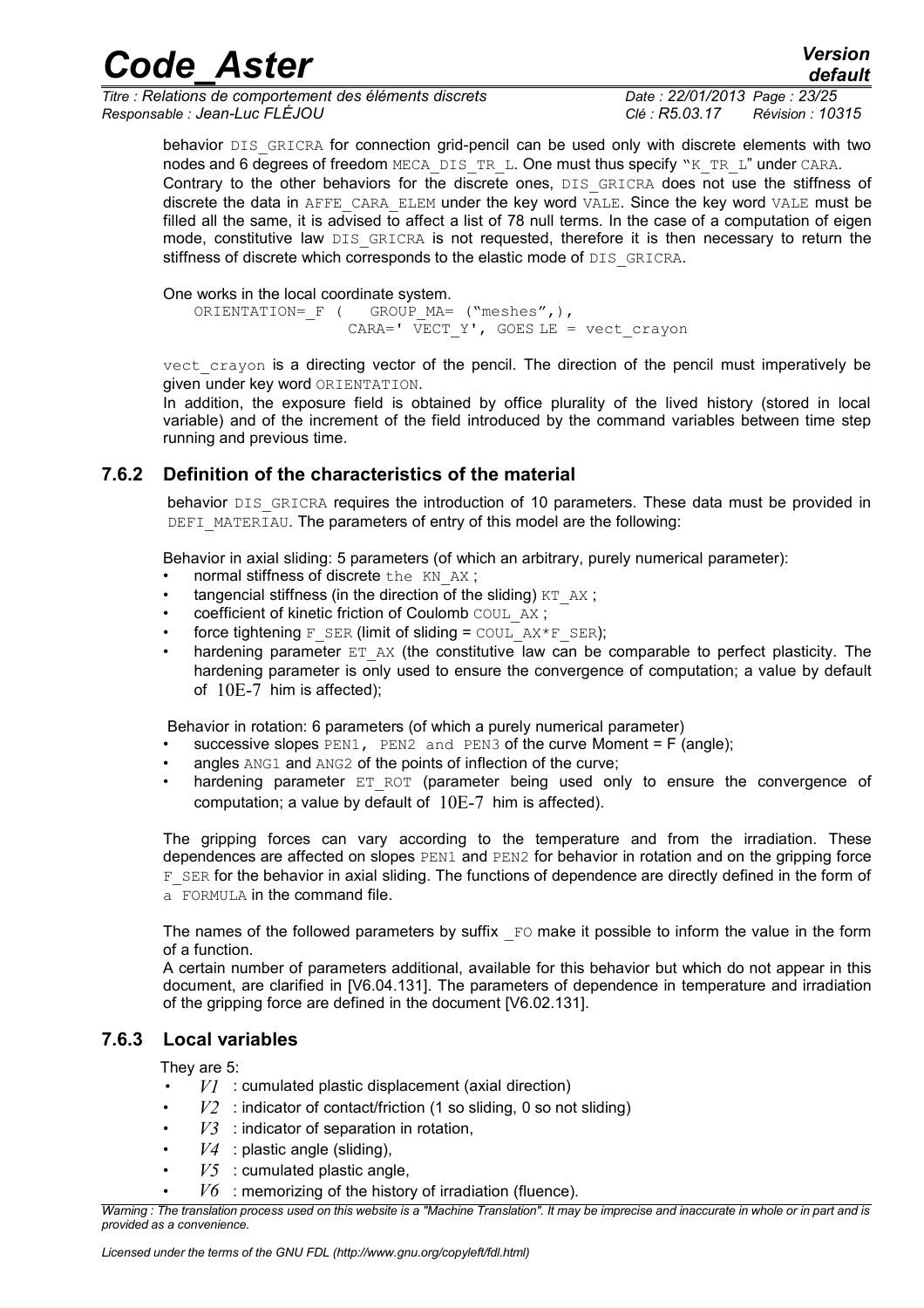behavior DIS_GRICRA for connection grid-pencil can be used only with discrete elements with two nodes and 6 degrees of freedom MECA_DIS_TR_L. One must thus specify "K_TR_L" under CARA.
Contrary to the other behaviors for the discrete ones, DIS_GRICRA does not use the stiffness of discrete the data in AFFE_CARA_ELEM under the key word VALE. Since the key word VALE must be filled all the same, it is advised to affect a list of 78 null terms. In the case of a computation of eigen mode, constitutive law DIS_GRICRA is not requested, therefore it is then necessary to return the stiffness of discrete which corresponds to the elastic mode of DIS_GRICRA.

One works in the local coordinate system.

```
ORIENTATION=_F (   GROUP_MA= ("meshes",),
                  CARA=' VECT_Y', GOES LE = vect_crayon
```

vect_crayon is a directing vector of the pencil. The direction of the pencil must imperatively be given under key word ORIENTATION.
In addition, the exposure field is obtained by office plurality of the lived history (stored in local variable) and of the increment of the field introduced by the command variables between time step running and previous time.

### 7.6.2 Definition of the characteristics of the material

behavior DIS_GRICRA requires the introduction of 10 parameters. These data must be provided in DEFI_MATERIAU. The parameters of entry of this model are the following:

Behavior in axial sliding: 5 parameters (of which an arbitrary, purely numerical parameter):

- normal stiffness of discrete the KN_AX ;
- tangencial stiffness (in the direction of the sliding) KT_AX ;
- coefficient of kinetic friction of Coulomb COUL_AX ;
- force tightening F_SER (limit of sliding = COUL_AX*F_SER);
- hardening parameter ET_AX (the constitutive law can be comparable to perfect plasticity. The hardening parameter is only used to ensure the convergence of computation; a value by default of 10E-7 him is affected);

Behavior in rotation: 6 parameters (of which a purely numerical parameter)

- successive slopes PEN1, PEN2 and PEN3 of the curve Moment = F (angle);
- angles ANG1 and ANG2 of the points of inflection of the curve;
- hardening parameter ET_ROT (parameter being used only to ensure the convergence of computation; a value by default of 10E-7 him is affected).

The gripping forces can vary according to the temperature and from the irradiation. These dependences are affected on slopes PEN1 and PEN2 for behavior in rotation and on the gripping force F_SER for the behavior in axial sliding. The functions of dependence are directly defined in the form of a FORMULA in the command file.

The names of the followed parameters by suffix _FO make it possible to inform the value in the form of a function.
A certain number of parameters additional, available for this behavior but which do not appear in this document, are clarified in [V6.04.131]. The parameters of dependence in temperature and irradiation of the gripping force are defined in the document [V6.02.131].

### 7.6.3 Local variables

They are 5:

- $V1$ : cumulated plastic displacement (axial direction)
- $V2$ : indicator of contact/friction (1 so sliding, 0 so not sliding)
- $V3$ : indicator of separation in rotation,
- $V4$ : plastic angle (sliding),
- $V5$ : cumulated plastic angle,
- $V6$ : memorizing of the history of irradiation (fluence).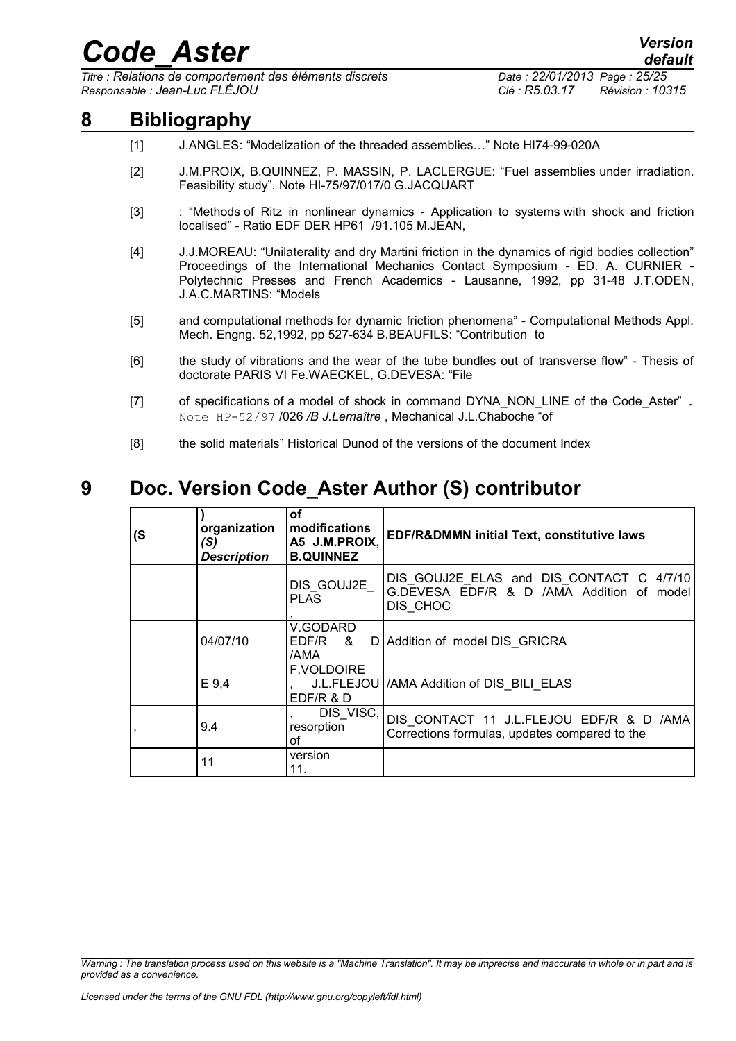# 8 Bibliography

[1] J.ANGLES: "Modelization of the threaded assemblies…" Note HI74-99-020A

[2] J.M.PROIX, B.QUINNEZ, P. MASSIN, P. LACLERGUE: "Fuel assemblies under irradiation. Feasibility study". Note HI-75/97/017/0 G.JACQUART

[3] : "Methods of Ritz in nonlinear dynamics - Application to systems with shock and friction localised" - Ratio EDF DER HP61 /91.105 M.JEAN,

[4] J.J.MOREAU: "Unilaterality and dry Martini friction in the dynamics of rigid bodies collection" Proceedings of the International Mechanics Contact Symposium - ED. A. CURNIER - Polytechnic Presses and French Academics - Lausanne, 1992, pp 31-48 J.T.ODEN, J.A.C.MARTINS: "Models

[5] and computational methods for dynamic friction phenomena" - Computational Methods Appl. Mech. Engng. 52,1992, pp 527-634 B.BEAUFILS: "Contribution to

[6] the study of vibrations and the wear of the tube bundles out of transverse flow" - Thesis of doctorate PARIS VI Fe.WAECKEL, G.DEVESA: "File

[7] of specifications of a model of shock in command DYNA_NON_LINE of the Code_Aster" . Note HP-52/97 /026 */B J.Lemaître* , Mechanical J.L.Chaboche "of

[8] the solid materials" Historical Dunod of the versions of the document Index

# 9 Doc. Version Code_Aster Author (S) contributor

| (S | ) organization *(S)* ***Description*** | of modifications A5 J.M.PROIX, B.QUINNEZ | EDF/R&DMMN initial Text, constitutive laws |
|---|---|---|---|
| | | DIS_GOUJ2E_PLAS , | DIS_GOUJ2E_ELAS and DIS_CONTACT C 4/7/10 G.DEVESA EDF/R & D /AMA Addition of model DIS_CHOC |
| | 04/07/10 | V.GODARD EDF/R & D /AMA | Addition of model DIS_GRICRA |
| | E 9,4 | F.VOLDOIRE , J.LFLEJOU EDF/R & D | /AMA Addition of DIS_BILI_ELAS |
| , | 9.4 | , DIS_VISC, resorption of | DIS_CONTACT 11 J.L.FLEJOU EDF/R & D /AMA Corrections formulas, updates compared to the |
| | 11 | version 11. | |